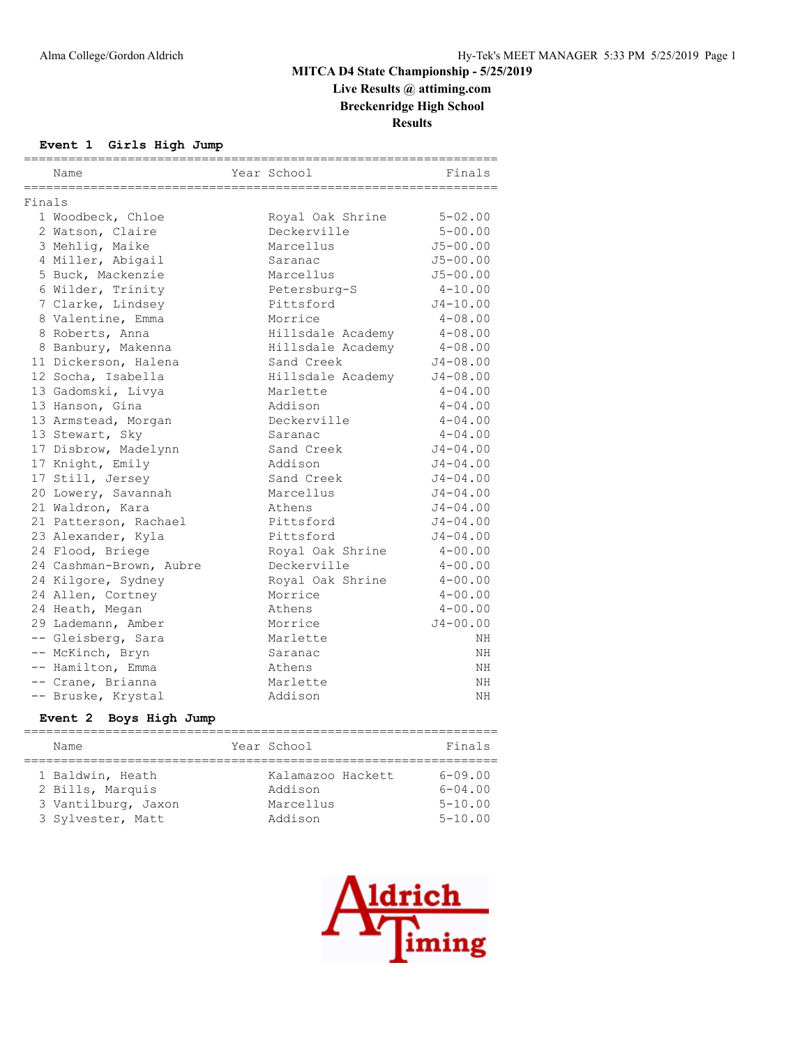# MITCA D4 State Championship - 5/25/2019

**Live Results @ attiming.com**

**Breckenridge High School**

**Results**

### Event 1 Girls High Jump

| | Name | Year | School | Finals |
|---|---|---|---|---|
| **Finals** | | | | |
| 1 | Woodbeck, Chloe | | Royal Oak Shrine | 5-02.00 |
| 2 | Watson, Claire | | Deckerville | 5-00.00 |
| 3 | Mehlig, Maike | | Marcellus | J5-00.00 |
| 4 | Miller, Abigail | | Saranac | J5-00.00 |
| 5 | Buck, Mackenzie | | Marcellus | J5-00.00 |
| 6 | Wilder, Trinity | | Petersburg-S | 4-10.00 |
| 7 | Clarke, Lindsey | | Pittsford | J4-10.00 |
| 8 | Valentine, Emma | | Morrice | 4-08.00 |
| 8 | Roberts, Anna | | Hillsdale Academy | 4-08.00 |
| 8 | Banbury, Makenna | | Hillsdale Academy | 4-08.00 |
| 11 | Dickerson, Halena | | Sand Creek | J4-08.00 |
| 12 | Socha, Isabella | | Hillsdale Academy | J4-08.00 |
| 13 | Gadomski, Livya | | Marlette | 4-04.00 |
| 13 | Hanson, Gina | | Addison | 4-04.00 |
| 13 | Armstead, Morgan | | Deckerville | 4-04.00 |
| 13 | Stewart, Sky | | Saranac | 4-04.00 |
| 17 | Disbrow, Madelynn | | Sand Creek | J4-04.00 |
| 17 | Knight, Emily | | Addison | J4-04.00 |
| 17 | Still, Jersey | | Sand Creek | J4-04.00 |
| 20 | Lowery, Savannah | | Marcellus | J4-04.00 |
| 21 | Waldron, Kara | | Athens | J4-04.00 |
| 21 | Patterson, Rachael | | Pittsford | J4-04.00 |
| 23 | Alexander, Kyla | | Pittsford | J4-04.00 |
| 24 | Flood, Briege | | Royal Oak Shrine | 4-00.00 |
| 24 | Cashman-Brown, Aubre | | Deckerville | 4-00.00 |
| 24 | Kilgore, Sydney | | Royal Oak Shrine | 4-00.00 |
| 24 | Allen, Cortney | | Morrice | 4-00.00 |
| 24 | Heath, Megan | | Athens | 4-00.00 |
| 29 | Lademann, Amber | | Morrice | J4-00.00 |
| -- | Gleisberg, Sara | | Marlette | NH |
| -- | McKinch, Bryn | | Saranac | NH |
| -- | Hamilton, Emma | | Athens | NH |
| -- | Crane, Brianna | | Marlette | NH |
| -- | Bruske, Krystal | | Addison | NH |

### Event 2 Boys High Jump

| | Name | Year | School | Finals |
|---|---|---|---|---|
| 1 | Baldwin, Heath | | Kalamazoo Hackett | 6-09.00 |
| 2 | Bills, Marquis | | Addison | 6-04.00 |
| 3 | Vantilburg, Jaxon | | Marcellus | 5-10.00 |
| 3 | Sylvester, Matt | | Addison | 5-10.00 |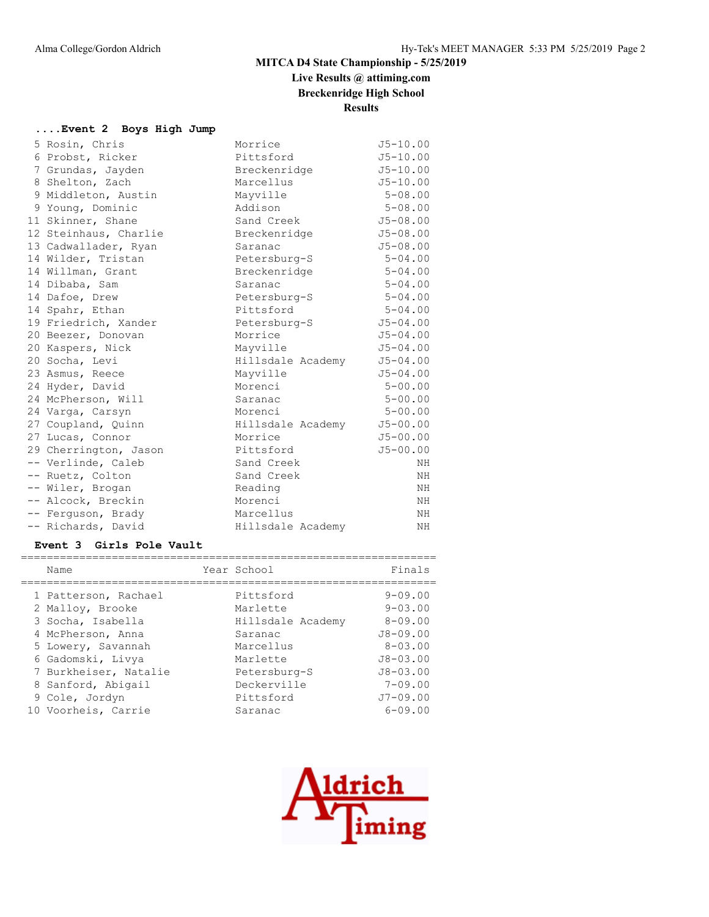**MITCA D4 State Championship - 5/25/2019**

**Live Results @ attiming.com**

**Breckenridge High School**

**Results**

### ....Event 2 Boys High Jump

| Place | Name | School | Finals |
|---|---|---|---|
| 5 | Rosin, Chris | Morrice | J5-10.00 |
| 6 | Probst, Ricker | Pittsford | J5-10.00 |
| 7 | Grundas, Jayden | Breckenridge | J5-10.00 |
| 8 | Shelton, Zach | Marcellus | J5-10.00 |
| 9 | Middleton, Austin | Mayville | 5-08.00 |
| 9 | Young, Dominic | Addison | 5-08.00 |
| 11 | Skinner, Shane | Sand Creek | J5-08.00 |
| 12 | Steinhaus, Charlie | Breckenridge | J5-08.00 |
| 13 | Cadwallader, Ryan | Saranac | J5-08.00 |
| 14 | Wilder, Tristan | Petersburg-S | 5-04.00 |
| 14 | Willman, Grant | Breckenridge | 5-04.00 |
| 14 | Dibaba, Sam | Saranac | 5-04.00 |
| 14 | Dafoe, Drew | Petersburg-S | 5-04.00 |
| 14 | Spahr, Ethan | Pittsford | 5-04.00 |
| 19 | Friedrich, Xander | Petersburg-S | J5-04.00 |
| 20 | Beezer, Donovan | Morrice | J5-04.00 |
| 20 | Kaspers, Nick | Mayville | J5-04.00 |
| 20 | Socha, Levi | Hillsdale Academy | J5-04.00 |
| 23 | Asmus, Reece | Mayville | J5-04.00 |
| 24 | Hyder, David | Morenci | 5-00.00 |
| 24 | McPherson, Will | Saranac | 5-00.00 |
| 24 | Varga, Carsyn | Morenci | 5-00.00 |
| 27 | Coupland, Quinn | Hillsdale Academy | J5-00.00 |
| 27 | Lucas, Connor | Morrice | J5-00.00 |
| 29 | Cherrington, Jason | Pittsford | J5-00.00 |
| -- | Verlinde, Caleb | Sand Creek | NH |
| -- | Ruetz, Colton | Sand Creek | NH |
| -- | Wiler, Brogan | Reading | NH |
| -- | Alcock, Breckin | Morenci | NH |
| -- | Ferguson, Brady | Marcellus | NH |
| -- | Richards, David | Hillsdale Academy | NH |

### Event 3 Girls Pole Vault

| Place | Name | Year | School | Finals |
|---|---|---|---|---|
| 1 | Patterson, Rachael | | Pittsford | 9-09.00 |
| 2 | Malloy, Brooke | | Marlette | 9-03.00 |
| 3 | Socha, Isabella | | Hillsdale Academy | 8-09.00 |
| 4 | McPherson, Anna | | Saranac | J8-09.00 |
| 5 | Lowery, Savannah | | Marcellus | 8-03.00 |
| 6 | Gadomski, Livya | | Marlette | J8-03.00 |
| 7 | Burkheiser, Natalie | | Petersburg-S | J8-03.00 |
| 8 | Sanford, Abigail | | Deckerville | 7-09.00 |
| 9 | Cole, Jordyn | | Pittsford | J7-09.00 |
| 10 | Voorheis, Carrie | | Saranac | 6-09.00 |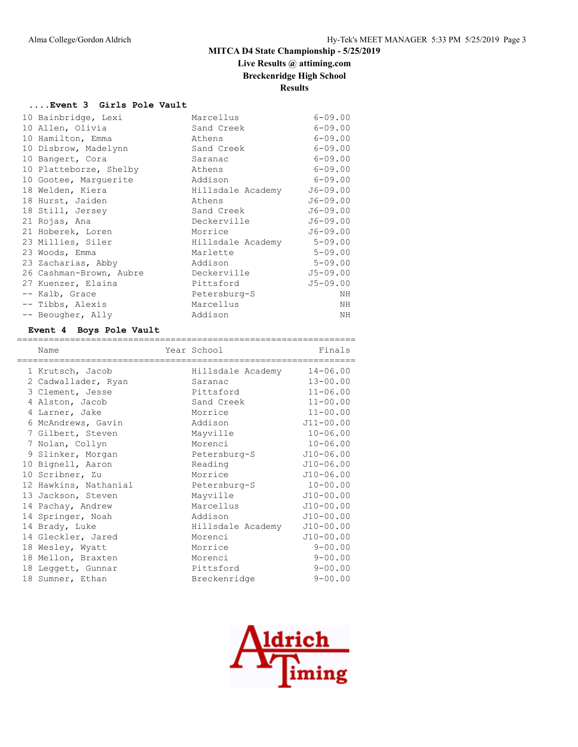## MITCA D4 State Championship - 5/25/2019

**Live Results @ attiming.com**

**Breckenridge High School**

**Results**

### ....Event 3 Girls Pole Vault

| Place | Name | School | Finals |
|---|---|---|---|
| 10 | Bainbridge, Lexi | Marcellus | 6-09.00 |
| 10 | Allen, Olivia | Sand Creek | 6-09.00 |
| 10 | Hamilton, Emma | Athens | 6-09.00 |
| 10 | Disbrow, Madelynn | Sand Creek | 6-09.00 |
| 10 | Bangert, Cora | Saranac | 6-09.00 |
| 10 | Platteborze, Shelby | Athens | 6-09.00 |
| 10 | Gootee, Marguerite | Addison | 6-09.00 |
| 18 | Welden, Kiera | Hillsdale Academy | J6-09.00 |
| 18 | Hurst, Jaiden | Athens | J6-09.00 |
| 18 | Still, Jersey | Sand Creek | J6-09.00 |
| 21 | Rojas, Ana | Deckerville | J6-09.00 |
| 21 | Hoberek, Loren | Morrice | J6-09.00 |
| 23 | Millies, Siler | Hillsdale Academy | 5-09.00 |
| 23 | Woods, Emma | Marlette | 5-09.00 |
| 23 | Zacharias, Abby | Addison | 5-09.00 |
| 26 | Cashman-Brown, Aubre | Deckerville | J5-09.00 |
| 27 | Kuenzer, Elaina | Pittsford | J5-09.00 |
| -- | Kalb, Grace | Petersburg-S | NH |
| -- | Tibbs, Alexis | Marcellus | NH |
| -- | Beougher, Ally | Addison | NH |

### Event 4 Boys Pole Vault

| Place | Name | Year | School | Finals |
|---|---|---|---|---|
| 1 | Krutsch, Jacob | | Hillsdale Academy | 14-06.00 |
| 2 | Cadwallader, Ryan | | Saranac | 13-00.00 |
| 3 | Clement, Jesse | | Pittsford | 11-06.00 |
| 4 | Alston, Jacob | | Sand Creek | 11-00.00 |
| 4 | Larner, Jake | | Morrice | 11-00.00 |
| 6 | McAndrews, Gavin | | Addison | J11-00.00 |
| 7 | Gilbert, Steven | | Mayville | 10-06.00 |
| 7 | Nolan, Collyn | | Morenci | 10-06.00 |
| 9 | Slinker, Morgan | | Petersburg-S | J10-06.00 |
| 10 | Bignell, Aaron | | Reading | J10-06.00 |
| 10 | Scribner, Zu | | Morrice | J10-06.00 |
| 12 | Hawkins, Nathanial | | Petersburg-S | 10-00.00 |
| 13 | Jackson, Steven | | Mayville | J10-00.00 |
| 14 | Pachay, Andrew | | Marcellus | J10-00.00 |
| 14 | Springer, Noah | | Addison | J10-00.00 |
| 14 | Brady, Luke | | Hillsdale Academy | J10-00.00 |
| 14 | Gleckler, Jared | | Morenci | J10-00.00 |
| 18 | Wesley, Wyatt | | Morrice | 9-00.00 |
| 18 | Mellon, Braxten | | Morenci | 9-00.00 |
| 18 | Leggett, Gunnar | | Pittsford | 9-00.00 |
| 18 | Sumner, Ethan | | Breckenridge | 9-00.00 |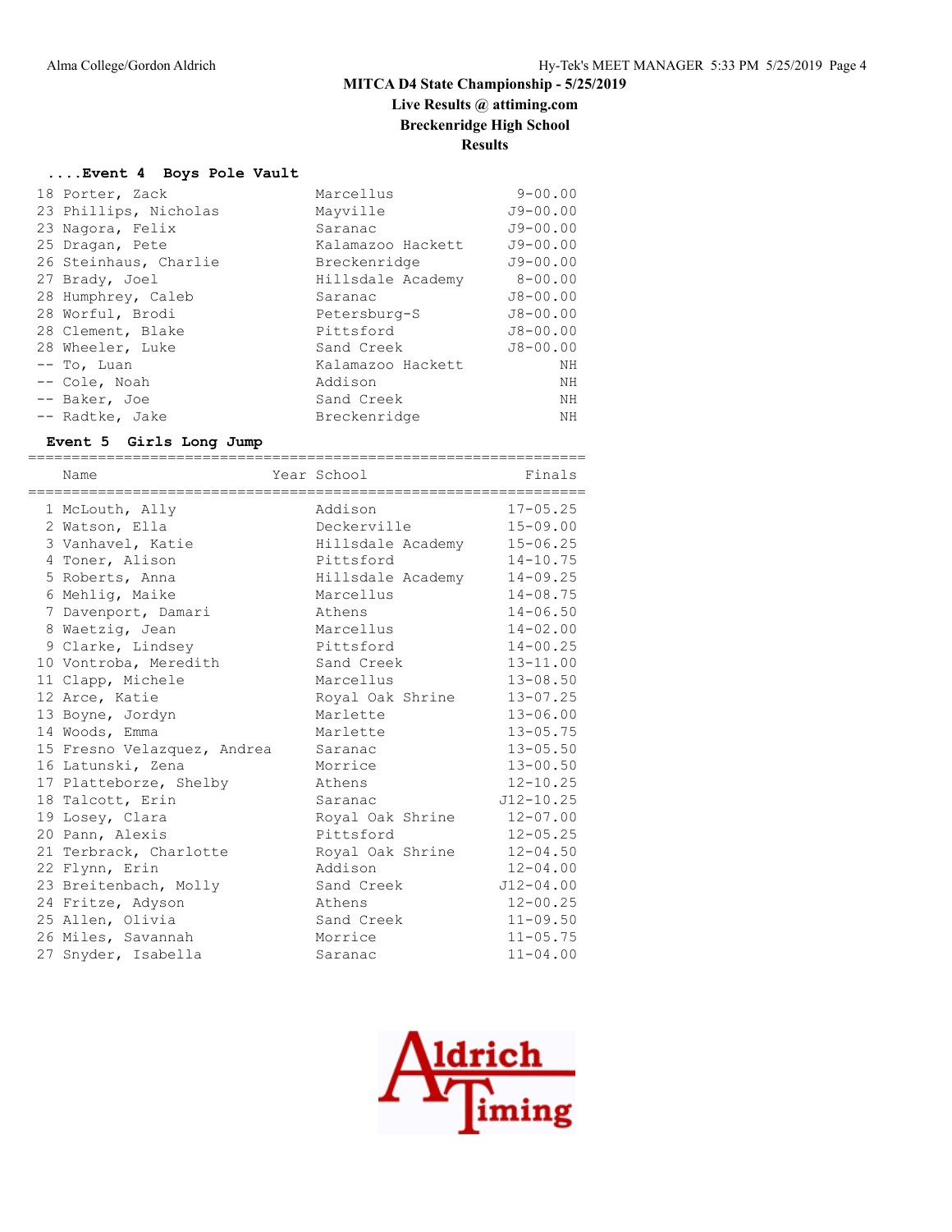MITCA D4 State Championship - 5/25/2019

Live Results @ attiming.com

Breckenridge High School

Results

### ....Event 4 Boys Pole Vault

| Place | Name | School | Finals |
|---|---|---|---|
| 18 | Porter, Zack | Marcellus | 9-00.00 |
| 23 | Phillips, Nicholas | Mayville | J9-00.00 |
| 23 | Nagora, Felix | Saranac | J9-00.00 |
| 25 | Dragan, Pete | Kalamazoo Hackett | J9-00.00 |
| 26 | Steinhaus, Charlie | Breckenridge | J9-00.00 |
| 27 | Brady, Joel | Hillsdale Academy | 8-00.00 |
| 28 | Humphrey, Caleb | Saranac | J8-00.00 |
| 28 | Worful, Brodi | Petersburg-S | J8-00.00 |
| 28 | Clement, Blake | Pittsford | J8-00.00 |
| 28 | Wheeler, Luke | Sand Creek | J8-00.00 |
| -- | To, Luan | Kalamazoo Hackett | NH |
| -- | Cole, Noah | Addison | NH |
| -- | Baker, Joe | Sand Creek | NH |
| -- | Radtke, Jake | Breckenridge | NH |

### Event 5 Girls Long Jump

| Place | Name | Year | School | Finals |
|---|---|---|---|---|
| 1 | McLouth, Ally | | Addison | 17-05.25 |
| 2 | Watson, Ella | | Deckerville | 15-09.00 |
| 3 | Vanhavel, Katie | | Hillsdale Academy | 15-06.25 |
| 4 | Toner, Alison | | Pittsford | 14-10.75 |
| 5 | Roberts, Anna | | Hillsdale Academy | 14-09.25 |
| 6 | Mehlig, Maike | | Marcellus | 14-08.75 |
| 7 | Davenport, Damari | | Athens | 14-06.50 |
| 8 | Waetzig, Jean | | Marcellus | 14-02.00 |
| 9 | Clarke, Lindsey | | Pittsford | 14-00.25 |
| 10 | Vontroba, Meredith | | Sand Creek | 13-11.00 |
| 11 | Clapp, Michele | | Marcellus | 13-08.50 |
| 12 | Arce, Katie | | Royal Oak Shrine | 13-07.25 |
| 13 | Boyne, Jordyn | | Marlette | 13-06.00 |
| 14 | Woods, Emma | | Marlette | 13-05.75 |
| 15 | Fresno Velazquez, Andrea | | Saranac | 13-05.50 |
| 16 | Latunski, Zena | | Morrice | 13-00.50 |
| 17 | Platteborze, Shelby | | Athens | 12-10.25 |
| 18 | Talcott, Erin | | Saranac | J12-10.25 |
| 19 | Losey, Clara | | Royal Oak Shrine | 12-07.00 |
| 20 | Pann, Alexis | | Pittsford | 12-05.25 |
| 21 | Terbrack, Charlotte | | Royal Oak Shrine | 12-04.50 |
| 22 | Flynn, Erin | | Addison | 12-04.00 |
| 23 | Breitenbach, Molly | | Sand Creek | J12-04.00 |
| 24 | Fritze, Adyson | | Athens | 12-00.25 |
| 25 | Allen, Olivia | | Sand Creek | 11-09.50 |
| 26 | Miles, Savannah | | Morrice | 11-05.75 |
| 27 | Snyder, Isabella | | Saranac | 11-04.00 |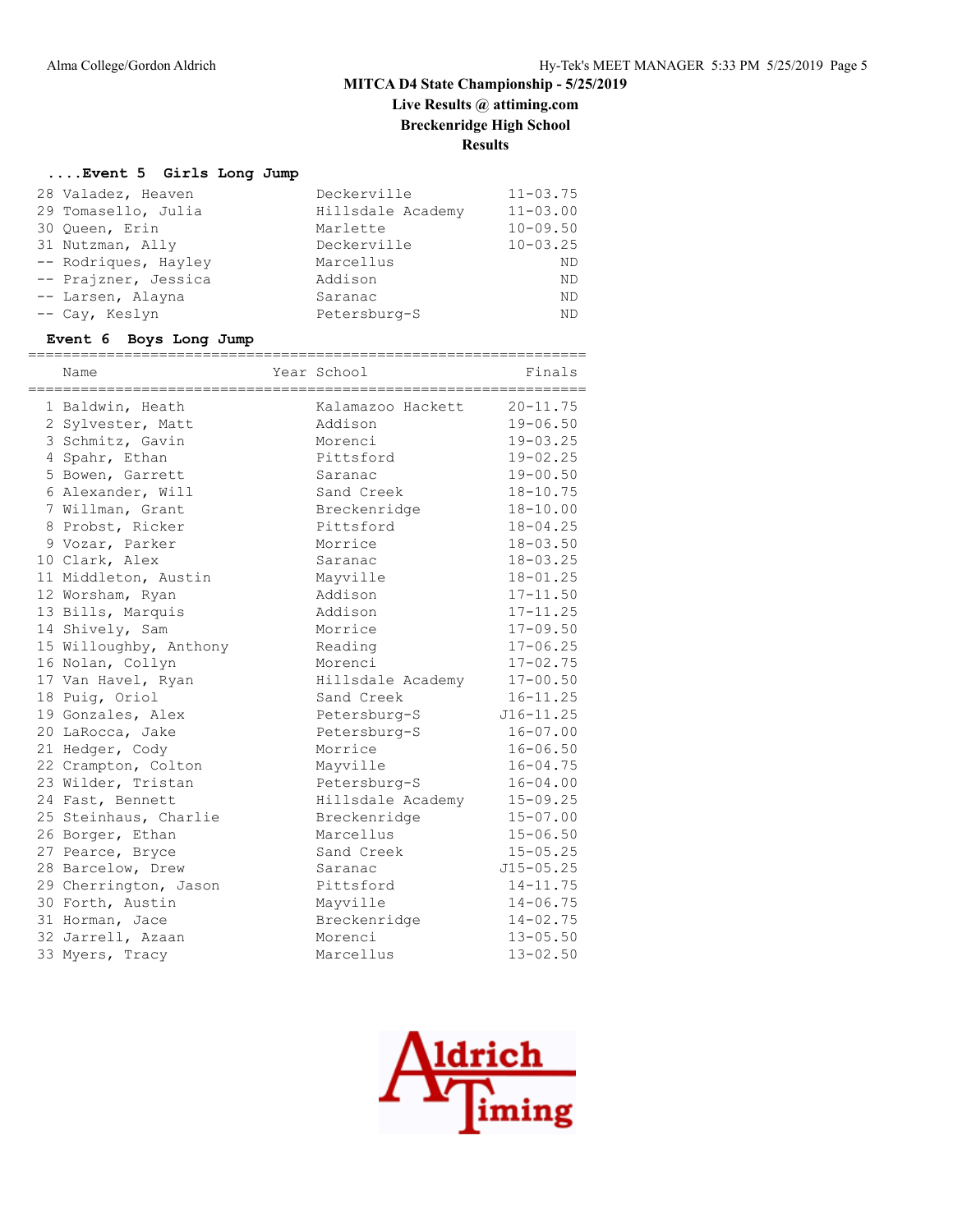MITCA D4 State Championship - 5/25/2019

Live Results @ attiming.com

Breckenridge High School

Results

#### ....Event 5 Girls Long Jump

| Place | Name | Year | School | Finals |
|---|---|---|---|---|
| 28 | Valadez, Heaven | | Deckerville | 11-03.75 |
| 29 | Tomasello, Julia | | Hillsdale Academy | 11-03.00 |
| 30 | Queen, Erin | | Marlette | 10-09.50 |
| 31 | Nutzman, Ally | | Deckerville | 10-03.25 |
| -- | Rodriques, Hayley | | Marcellus | ND |
| -- | Prajzner, Jessica | | Addison | ND |
| -- | Larsen, Alayna | | Saranac | ND |
| -- | Cay, Keslyn | | Petersburg-S | ND |

#### Event 6 Boys Long Jump

| Place | Name | Year | School | Finals |
|---|---|---|---|---|
| 1 | Baldwin, Heath | | Kalamazoo Hackett | 20-11.75 |
| 2 | Sylvester, Matt | | Addison | 19-06.50 |
| 3 | Schmitz, Gavin | | Morenci | 19-03.25 |
| 4 | Spahr, Ethan | | Pittsford | 19-02.25 |
| 5 | Bowen, Garrett | | Saranac | 19-00.50 |
| 6 | Alexander, Will | | Sand Creek | 18-10.75 |
| 7 | Willman, Grant | | Breckenridge | 18-10.00 |
| 8 | Probst, Ricker | | Pittsford | 18-04.25 |
| 9 | Vozar, Parker | | Morrice | 18-03.50 |
| 10 | Clark, Alex | | Saranac | 18-03.25 |
| 11 | Middleton, Austin | | Mayville | 18-01.25 |
| 12 | Worsham, Ryan | | Addison | 17-11.50 |
| 13 | Bills, Marquis | | Addison | 17-11.25 |
| 14 | Shively, Sam | | Morrice | 17-09.50 |
| 15 | Willoughby, Anthony | | Reading | 17-06.25 |
| 16 | Nolan, Collyn | | Morenci | 17-02.75 |
| 17 | Van Havel, Ryan | | Hillsdale Academy | 17-00.50 |
| 18 | Puig, Oriol | | Sand Creek | 16-11.25 |
| 19 | Gonzales, Alex | | Petersburg-S | J16-11.25 |
| 20 | LaRocca, Jake | | Petersburg-S | 16-07.00 |
| 21 | Hedger, Cody | | Morrice | 16-06.50 |
| 22 | Crampton, Colton | | Mayville | 16-04.75 |
| 23 | Wilder, Tristan | | Petersburg-S | 16-04.00 |
| 24 | Fast, Bennett | | Hillsdale Academy | 15-09.25 |
| 25 | Steinhaus, Charlie | | Breckenridge | 15-07.00 |
| 26 | Borger, Ethan | | Marcellus | 15-06.50 |
| 27 | Pearce, Bryce | | Sand Creek | 15-05.25 |
| 28 | Barcelow, Drew | | Saranac | J15-05.25 |
| 29 | Cherrington, Jason | | Pittsford | 14-11.75 |
| 30 | Forth, Austin | | Mayville | 14-06.75 |
| 31 | Horman, Jace | | Breckenridge | 14-02.75 |
| 32 | Jarrell, Azaan | | Morenci | 13-05.50 |
| 33 | Myers, Tracy | | Marcellus | 13-02.50 |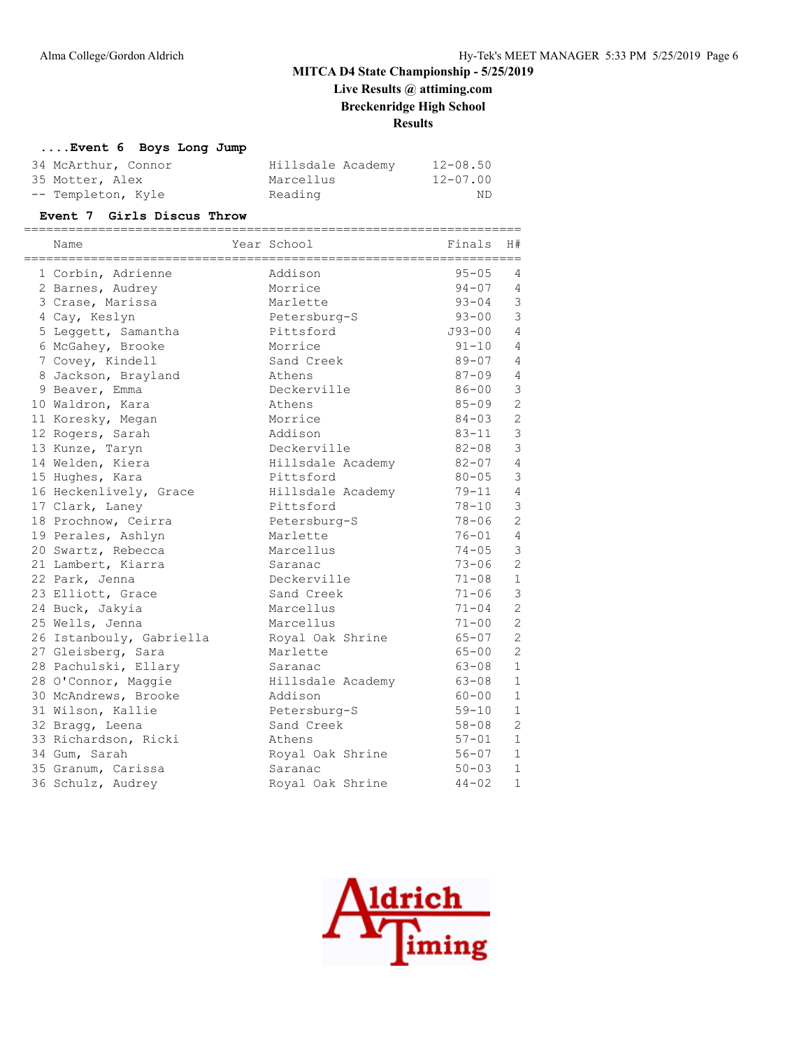# MITCA D4 State Championship - 5/25/2019

**Live Results @ attiming.com**

**Breckenridge High School**

**Results**

### ....Event 6 Boys Long Jump

| Place | Name | School | Finals |
|---|---|---|---|
| 34 | McArthur, Connor | Hillsdale Academy | 12-08.50 |
| 35 | Motter, Alex | Marcellus | 12-07.00 |
| -- | Templeton, Kyle | Reading | ND |

### Event 7 Girls Discus Throw

| Place | Name | Year | School | Finals | H# |
|---|---|---|---|---|---|
| 1 | Corbin, Adrienne | | Addison | 95-05 | 4 |
| 2 | Barnes, Audrey | | Morrice | 94-07 | 4 |
| 3 | Crase, Marissa | | Marlette | 93-04 | 3 |
| 4 | Cay, Keslyn | | Petersburg-S | 93-00 | 3 |
| 5 | Leggett, Samantha | | Pittsford | J93-00 | 4 |
| 6 | McGahey, Brooke | | Morrice | 91-10 | 4 |
| 7 | Covey, Kindell | | Sand Creek | 89-07 | 4 |
| 8 | Jackson, Brayland | | Athens | 87-09 | 4 |
| 9 | Beaver, Emma | | Deckerville | 86-00 | 3 |
| 10 | Waldron, Kara | | Athens | 85-09 | 2 |
| 11 | Koresky, Megan | | Morrice | 84-03 | 2 |
| 12 | Rogers, Sarah | | Addison | 83-11 | 3 |
| 13 | Kunze, Taryn | | Deckerville | 82-08 | 3 |
| 14 | Welden, Kiera | | Hillsdale Academy | 82-07 | 4 |
| 15 | Hughes, Kara | | Pittsford | 80-05 | 3 |
| 16 | Heckenlively, Grace | | Hillsdale Academy | 79-11 | 4 |
| 17 | Clark, Laney | | Pittsford | 78-10 | 3 |
| 18 | Prochnow, Ceirra | | Petersburg-S | 78-06 | 2 |
| 19 | Perales, Ashlyn | | Marlette | 76-01 | 4 |
| 20 | Swartz, Rebecca | | Marcellus | 74-05 | 3 |
| 21 | Lambert, Kiarra | | Saranac | 73-06 | 2 |
| 22 | Park, Jenna | | Deckerville | 71-08 | 1 |
| 23 | Elliott, Grace | | Sand Creek | 71-06 | 3 |
| 24 | Buck, Jakyia | | Marcellus | 71-04 | 2 |
| 25 | Wells, Jenna | | Marcellus | 71-00 | 2 |
| 26 | Istanbouly, Gabriella | | Royal Oak Shrine | 65-07 | 2 |
| 27 | Gleisberg, Sara | | Marlette | 65-00 | 2 |
| 28 | Pachulski, Ellary | | Saranac | 63-08 | 1 |
| 28 | O'Connor, Maggie | | Hillsdale Academy | 63-08 | 1 |
| 30 | McAndrews, Brooke | | Addison | 60-00 | 1 |
| 31 | Wilson, Kallie | | Petersburg-S | 59-10 | 1 |
| 32 | Bragg, Leena | | Sand Creek | 58-08 | 2 |
| 33 | Richardson, Ricki | | Athens | 57-01 | 1 |
| 34 | Gum, Sarah | | Royal Oak Shrine | 56-07 | 1 |
| 35 | Granum, Carissa | | Saranac | 50-03 | 1 |
| 36 | Schulz, Audrey | | Royal Oak Shrine | 44-02 | 1 |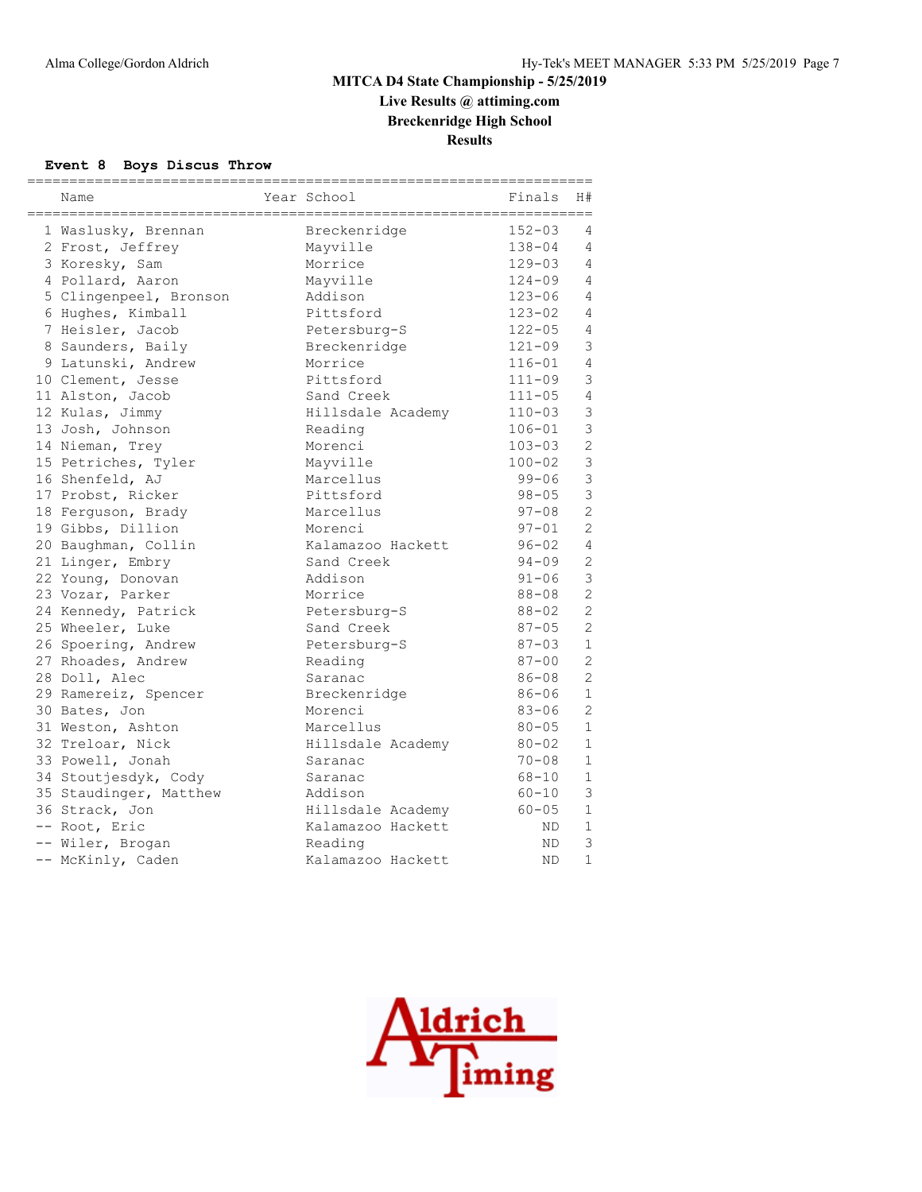# MITCA D4 State Championship - 5/25/2019

**Live Results @ attiming.com**

**Breckenridge High School**

**Results**

### Event 8 Boys Discus Throw

| | Name | Year | School | Finals | H# |
|---|---|---|---|---|---|
| 1 | Waslusky, Brennan | | Breckenridge | 152-03 | 4 |
| 2 | Frost, Jeffrey | | Mayville | 138-04 | 4 |
| 3 | Koresky, Sam | | Morrice | 129-03 | 4 |
| 4 | Pollard, Aaron | | Mayville | 124-09 | 4 |
| 5 | Clingenpeel, Bronson | | Addison | 123-06 | 4 |
| 6 | Hughes, Kimball | | Pittsford | 123-02 | 4 |
| 7 | Heisler, Jacob | | Petersburg-S | 122-05 | 4 |
| 8 | Saunders, Baily | | Breckenridge | 121-09 | 3 |
| 9 | Latunski, Andrew | | Morrice | 116-01 | 4 |
| 10 | Clement, Jesse | | Pittsford | 111-09 | 3 |
| 11 | Alston, Jacob | | Sand Creek | 111-05 | 4 |
| 12 | Kulas, Jimmy | | Hillsdale Academy | 110-03 | 3 |
| 13 | Josh, Johnson | | Reading | 106-01 | 3 |
| 14 | Nieman, Trey | | Morenci | 103-03 | 2 |
| 15 | Petriches, Tyler | | Mayville | 100-02 | 3 |
| 16 | Shenfeld, AJ | | Marcellus | 99-06 | 3 |
| 17 | Probst, Ricker | | Pittsford | 98-05 | 3 |
| 18 | Ferguson, Brady | | Marcellus | 97-08 | 2 |
| 19 | Gibbs, Dillion | | Morenci | 97-01 | 2 |
| 20 | Baughman, Collin | | Kalamazoo Hackett | 96-02 | 4 |
| 21 | Linger, Embry | | Sand Creek | 94-09 | 2 |
| 22 | Young, Donovan | | Addison | 91-06 | 3 |
| 23 | Vozar, Parker | | Morrice | 88-08 | 2 |
| 24 | Kennedy, Patrick | | Petersburg-S | 88-02 | 2 |
| 25 | Wheeler, Luke | | Sand Creek | 87-05 | 2 |
| 26 | Spoering, Andrew | | Petersburg-S | 87-03 | 1 |
| 27 | Rhoades, Andrew | | Reading | 87-00 | 2 |
| 28 | Doll, Alec | | Saranac | 86-08 | 2 |
| 29 | Ramereiz, Spencer | | Breckenridge | 86-06 | 1 |
| 30 | Bates, Jon | | Morenci | 83-06 | 2 |
| 31 | Weston, Ashton | | Marcellus | 80-05 | 1 |
| 32 | Treloar, Nick | | Hillsdale Academy | 80-02 | 1 |
| 33 | Powell, Jonah | | Saranac | 70-08 | 1 |
| 34 | Stoutjesdyk, Cody | | Saranac | 68-10 | 1 |
| 35 | Staudinger, Matthew | | Addison | 60-10 | 3 |
| 36 | Strack, Jon | | Hillsdale Academy | 60-05 | 1 |
| -- | Root, Eric | | Kalamazoo Hackett | ND | 1 |
| -- | Wiler, Brogan | | Reading | ND | 3 |
| -- | McKinly, Caden | | Kalamazoo Hackett | ND | 1 |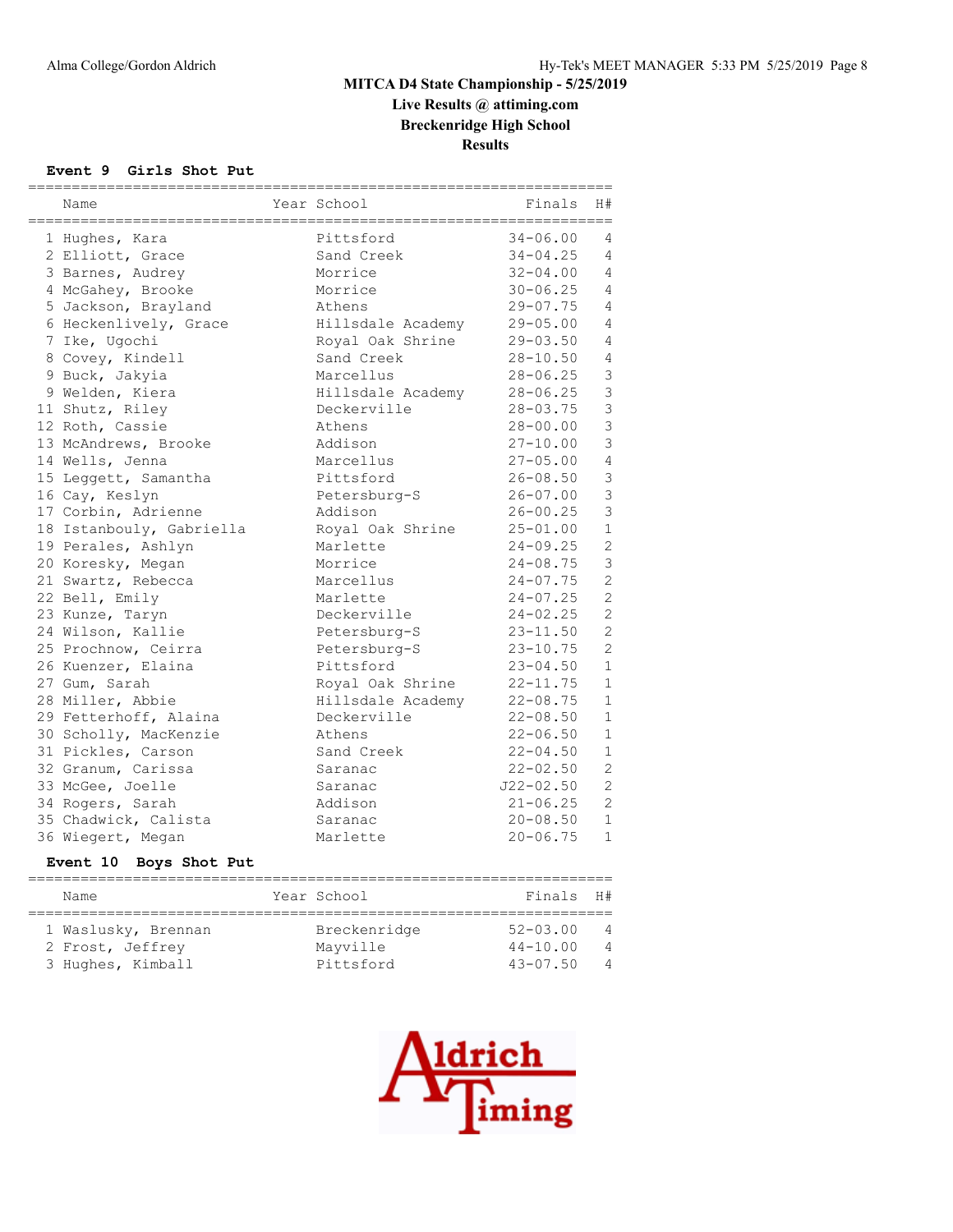# MITCA D4 State Championship - 5/25/2019

## Live Results @ attiming.com

## Breckenridge High School

## Results

### Event 9 Girls Shot Put

| | Name | Year | School | Finals | H# |
|---|---|---|---|---|---|
| 1 | Hughes, Kara | | Pittsford | 34-06.00 | 4 |
| 2 | Elliott, Grace | | Sand Creek | 34-04.25 | 4 |
| 3 | Barnes, Audrey | | Morrice | 32-04.00 | 4 |
| 4 | McGahey, Brooke | | Morrice | 30-06.25 | 4 |
| 5 | Jackson, Brayland | | Athens | 29-07.75 | 4 |
| 6 | Heckenlively, Grace | | Hillsdale Academy | 29-05.00 | 4 |
| 7 | Ike, Ugochi | | Royal Oak Shrine | 29-03.50 | 4 |
| 8 | Covey, Kindell | | Sand Creek | 28-10.50 | 4 |
| 9 | Buck, Jakyia | | Marcellus | 28-06.25 | 3 |
| 9 | Welden, Kiera | | Hillsdale Academy | 28-06.25 | 3 |
| 11 | Shutz, Riley | | Deckerville | 28-03.75 | 3 |
| 12 | Roth, Cassie | | Athens | 28-00.00 | 3 |
| 13 | McAndrews, Brooke | | Addison | 27-10.00 | 3 |
| 14 | Wells, Jenna | | Marcellus | 27-05.00 | 4 |
| 15 | Leggett, Samantha | | Pittsford | 26-08.50 | 3 |
| 16 | Cay, Keslyn | | Petersburg-S | 26-07.00 | 3 |
| 17 | Corbin, Adrienne | | Addison | 26-00.25 | 3 |
| 18 | Istanbouly, Gabriella | | Royal Oak Shrine | 25-01.00 | 1 |
| 19 | Perales, Ashlyn | | Marlette | 24-09.25 | 2 |
| 20 | Koresky, Megan | | Morrice | 24-08.75 | 3 |
| 21 | Swartz, Rebecca | | Marcellus | 24-07.75 | 2 |
| 22 | Bell, Emily | | Marlette | 24-07.25 | 2 |
| 23 | Kunze, Taryn | | Deckerville | 24-02.25 | 2 |
| 24 | Wilson, Kallie | | Petersburg-S | 23-11.50 | 2 |
| 25 | Prochnow, Ceirra | | Petersburg-S | 23-10.75 | 2 |
| 26 | Kuenzer, Elaina | | Pittsford | 23-04.50 | 1 |
| 27 | Gum, Sarah | | Royal Oak Shrine | 22-11.75 | 1 |
| 28 | Miller, Abbie | | Hillsdale Academy | 22-08.75 | 1 |
| 29 | Fetterhoff, Alaina | | Deckerville | 22-08.50 | 1 |
| 30 | Scholly, MacKenzie | | Athens | 22-06.50 | 1 |
| 31 | Pickles, Carson | | Sand Creek | 22-04.50 | 1 |
| 32 | Granum, Carissa | | Saranac | 22-02.50 | 2 |
| 33 | McGee, Joelle | | Saranac | J22-02.50 | 2 |
| 34 | Rogers, Sarah | | Addison | 21-06.25 | 2 |
| 35 | Chadwick, Calista | | Saranac | 20-08.50 | 1 |
| 36 | Wiegert, Megan | | Marlette | 20-06.75 | 1 |

### Event 10 Boys Shot Put

| | Name | Year | School | Finals | H# |
|---|---|---|---|---|---|
| 1 | Waslusky, Brennan | | Breckenridge | 52-03.00 | 4 |
| 2 | Frost, Jeffrey | | Mayville | 44-10.00 | 4 |
| 3 | Hughes, Kimball | | Pittsford | 43-07.50 | 4 |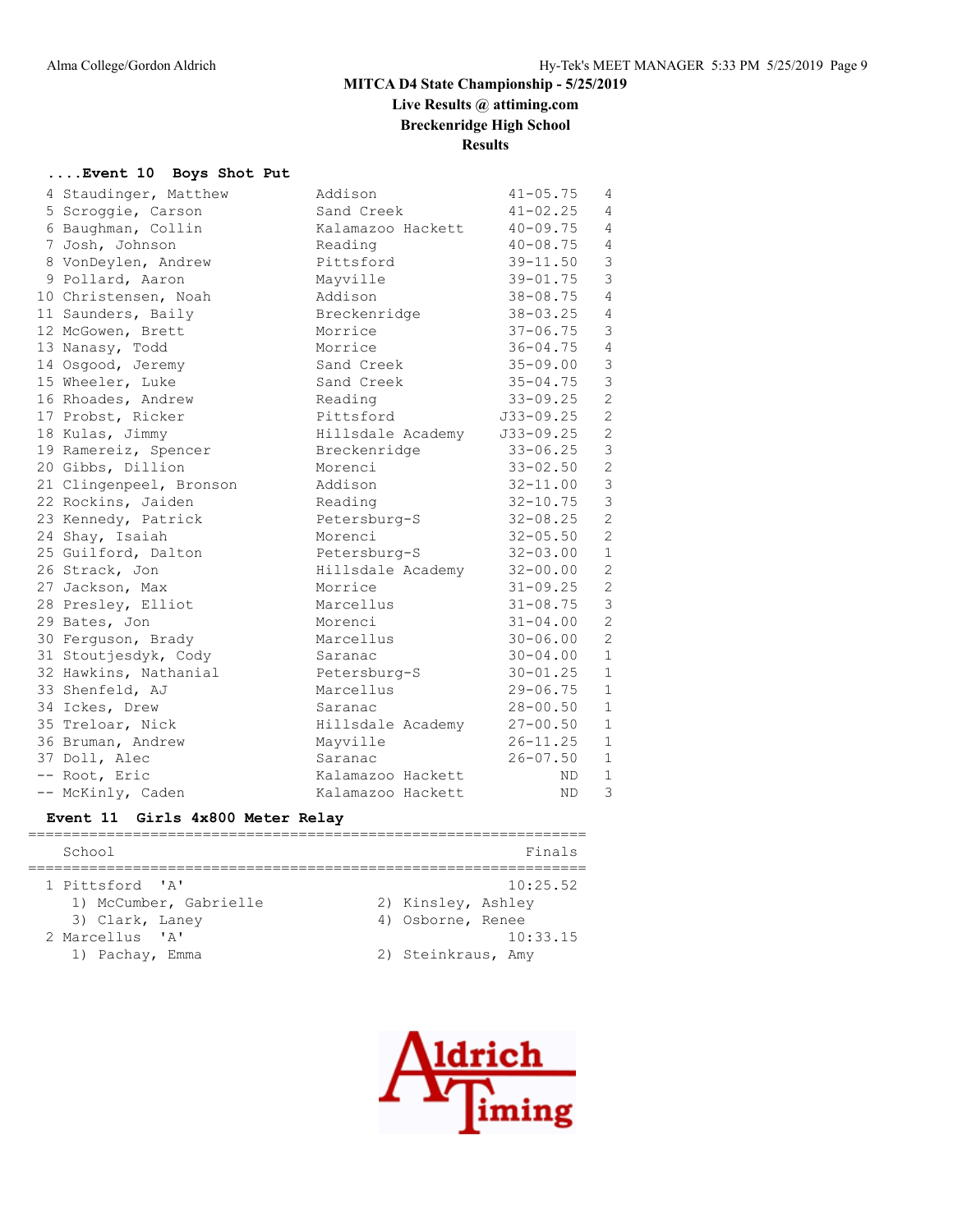# MITCA D4 State Championship - 5/25/2019

**Live Results @ attiming.com**

**Breckenridge High School**

**Results**

### ....Event 10 Boys Shot Put

| Place | Name | School | Mark | Flight |
|---|---|---|---|---|
| 4 | Staudinger, Matthew | Addison | 41-05.75 | 4 |
| 5 | Scroggie, Carson | Sand Creek | 41-02.25 | 4 |
| 6 | Baughman, Collin | Kalamazoo Hackett | 40-09.75 | 4 |
| 7 | Josh, Johnson | Reading | 40-08.75 | 4 |
| 8 | VonDeylen, Andrew | Pittsford | 39-11.50 | 3 |
| 9 | Pollard, Aaron | Mayville | 39-01.75 | 3 |
| 10 | Christensen, Noah | Addison | 38-08.75 | 4 |
| 11 | Saunders, Baily | Breckenridge | 38-03.25 | 4 |
| 12 | McGowen, Brett | Morrice | 37-06.75 | 3 |
| 13 | Nanasy, Todd | Morrice | 36-04.75 | 4 |
| 14 | Osgood, Jeremy | Sand Creek | 35-09.00 | 3 |
| 15 | Wheeler, Luke | Sand Creek | 35-04.75 | 3 |
| 16 | Rhoades, Andrew | Reading | 33-09.25 | 2 |
| 17 | Probst, Ricker | Pittsford | J33-09.25 | 2 |
| 18 | Kulas, Jimmy | Hillsdale Academy | J33-09.25 | 2 |
| 19 | Ramereiz, Spencer | Breckenridge | 33-06.25 | 3 |
| 20 | Gibbs, Dillion | Morenci | 33-02.50 | 2 |
| 21 | Clingenpeel, Bronson | Addison | 32-11.00 | 3 |
| 22 | Rockins, Jaiden | Reading | 32-10.75 | 3 |
| 23 | Kennedy, Patrick | Petersburg-S | 32-08.25 | 2 |
| 24 | Shay, Isaiah | Morenci | 32-05.50 | 2 |
| 25 | Guilford, Dalton | Petersburg-S | 32-03.00 | 1 |
| 26 | Strack, Jon | Hillsdale Academy | 32-00.00 | 2 |
| 27 | Jackson, Max | Morrice | 31-09.25 | 2 |
| 28 | Presley, Elliot | Marcellus | 31-08.75 | 3 |
| 29 | Bates, Jon | Morenci | 31-04.00 | 2 |
| 30 | Ferguson, Brady | Marcellus | 30-06.00 | 2 |
| 31 | Stoutjesdyk, Cody | Saranac | 30-04.00 | 1 |
| 32 | Hawkins, Nathanial | Petersburg-S | 30-01.25 | 1 |
| 33 | Shenfeld, AJ | Marcellus | 29-06.75 | 1 |
| 34 | Ickes, Drew | Saranac | 28-00.50 | 1 |
| 35 | Treloar, Nick | Hillsdale Academy | 27-00.50 | 1 |
| 36 | Bruman, Andrew | Mayville | 26-11.25 | 1 |
| 37 | Doll, Alec | Saranac | 26-07.50 | 1 |
| -- | Root, Eric | Kalamazoo Hackett | ND | 1 |
| -- | McKinly, Caden | Kalamazoo Hackett | ND | 3 |

### Event 11 Girls 4x800 Meter Relay

| Place | School | Finals |
|---|---|---|
| 1 | Pittsford 'A' | 10:25.52 |
| | 1) McCumber, Gabrielle; 2) Kinsley, Ashley; 3) Clark, Laney; 4) Osborne, Renee | |
| 2 | Marcellus 'A' | 10:33.15 |
| | 1) Pachay, Emma; 2) Steinkraus, Amy | |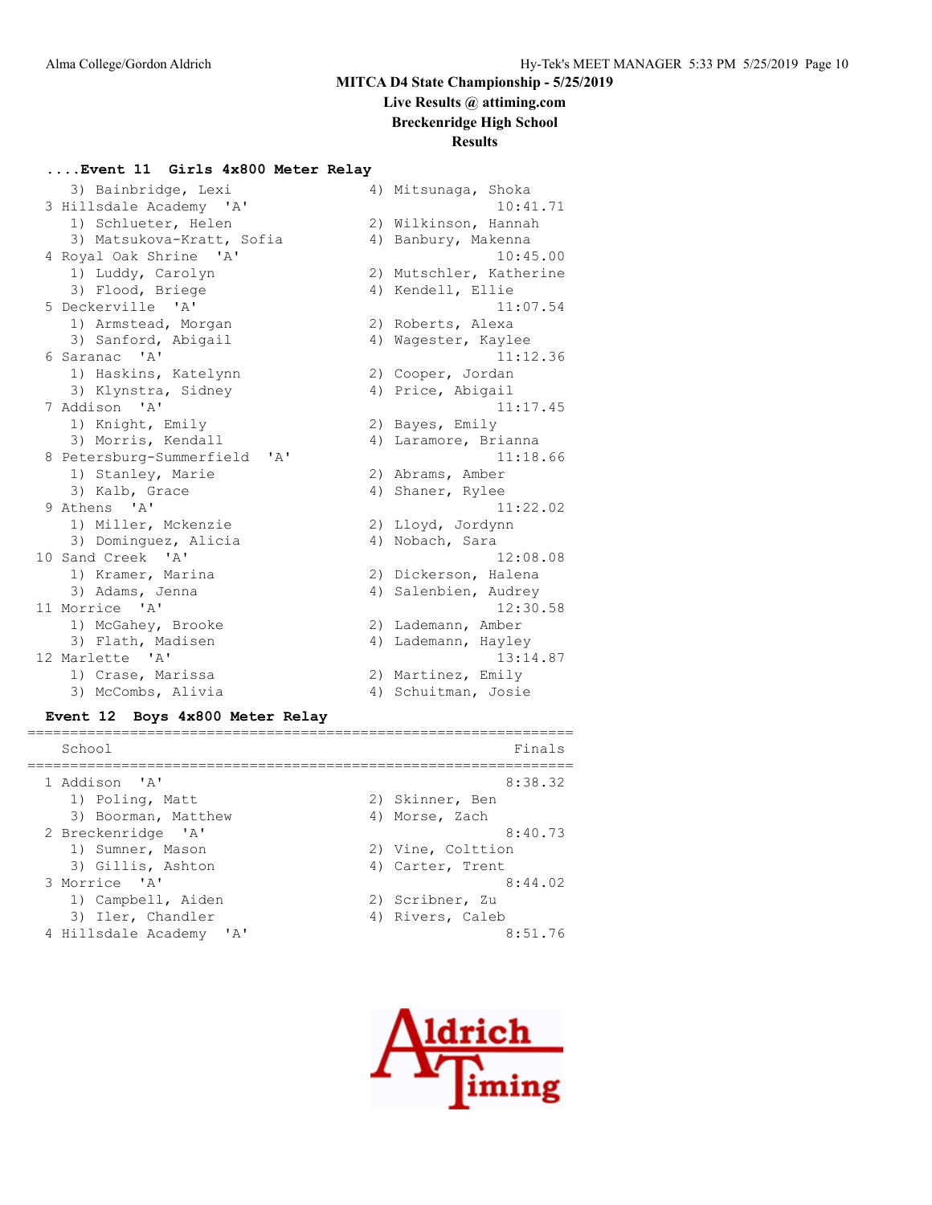**MITCA D4 State Championship - 5/25/2019**
**Live Results @ attiming.com**
**Breckenridge High School**
**Results**

### ....Event 11 Girls 4x800 Meter Relay

```
   3) Bainbridge, Lexi                4) Mitsunaga, Shoka
 3 Hillsdale Academy  'A'                            10:41.71
   1) Schlueter, Helen                2) Wilkinson, Hannah
   3) Matsukova-Kratt, Sofia          4) Banbury, Makenna
 4 Royal Oak Shrine  'A'                             10:45.00
   1) Luddy, Carolyn                  2) Mutschler, Katherine
   3) Flood, Briege                   4) Kendell, Ellie
 5 Deckerville  'A'                                  11:07.54
   1) Armstead, Morgan                2) Roberts, Alexa
   3) Sanford, Abigail                4) Wagester, Kaylee
 6 Saranac  'A'                                      11:12.36
   1) Haskins, Katelynn               2) Cooper, Jordan
   3) Klynstra, Sidney                4) Price, Abigail
 7 Addison  'A'                                      11:17.45
   1) Knight, Emily                   2) Bayes, Emily
   3) Morris, Kendall                 4) Laramore, Brianna
 8 Petersburg-Summerfield  'A'                       11:18.66
   1) Stanley, Marie                  2) Abrams, Amber
   3) Kalb, Grace                     4) Shaner, Rylee
 9 Athens  'A'                                       11:22.02
   1) Miller, Mckenzie                2) Lloyd, Jordynn
   3) Dominguez, Alicia               4) Nobach, Sara
10 Sand Creek  'A'                                   12:08.08
   1) Kramer, Marina                  2) Dickerson, Halena
   3) Adams, Jenna                    4) Salenbien, Audrey
11 Morrice  'A'                                      12:30.58
   1) McGahey, Brooke                 2) Lademann, Amber
   3) Flath, Madisen                  4) Lademann, Hayley
12 Marlette  'A'                                     13:14.87
   1) Crase, Marissa                  2) Martinez, Emily
   3) McCombs, Alivia                 4) Schuitman, Josie
```

### Event 12 Boys 4x800 Meter Relay

```
================================================================
    School                                               Finals
================================================================
  1 Addison  'A'                                        8:38.32
     1) Poling, Matt                    2) Skinner, Ben
     3) Boorman, Matthew                4) Morse, Zach
  2 Breckenridge  'A'                                   8:40.73
     1) Sumner, Mason                   2) Vine, Colttion
     3) Gillis, Ashton                  4) Carter, Trent
  3 Morrice  'A'                                        8:44.02
     1) Campbell, Aiden                 2) Scribner, Zu
     3) Iler, Chandler                  4) Rivers, Caleb
  4 Hillsdale Academy  'A'                              8:51.76
```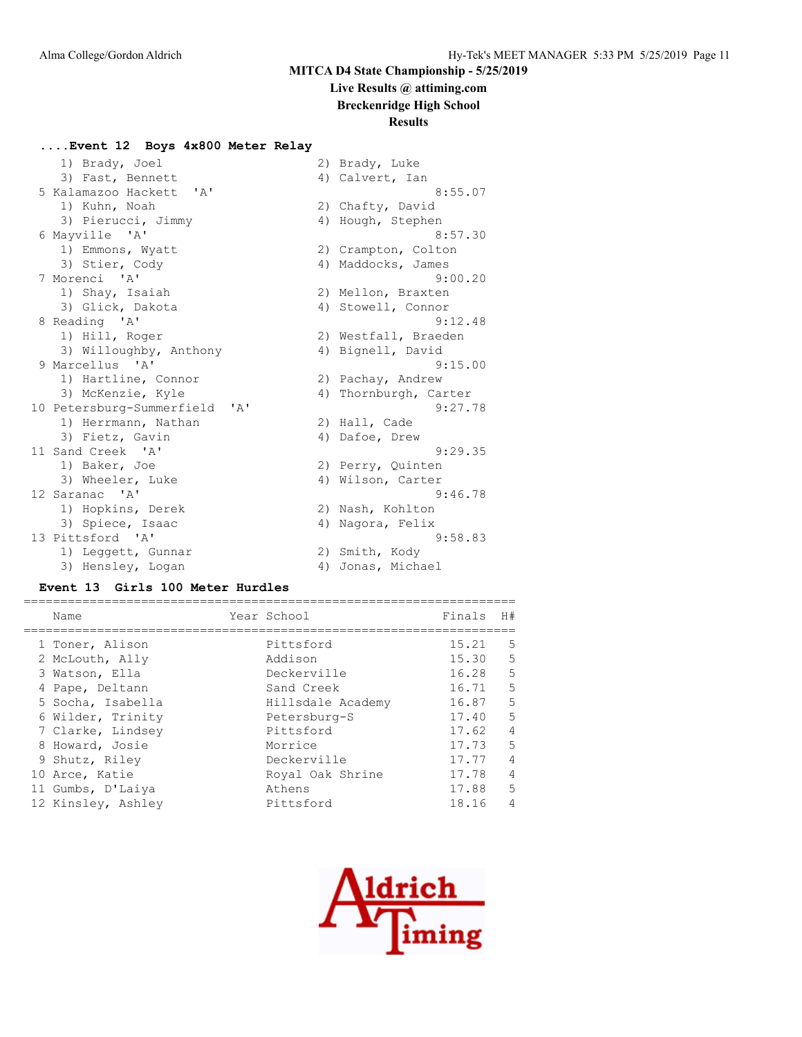## MITCA D4 State Championship - 5/25/2019

### Live Results @ attiming.com

### Breckenridge High School

### Results

#### ....Event 12 Boys 4x800 Meter Relay

```
    1) Brady, Joel                    2) Brady, Luke
    3) Fast, Bennett                  4) Calvert, Ian
 5 Kalamazoo Hackett  'A'                         8:55.07
    1) Kuhn, Noah                     2) Chafty, David
    3) Pierucci, Jimmy                4) Hough, Stephen
 6 Mayville  'A'                                  8:57.30
    1) Emmons, Wyatt                  2) Crampton, Colton
    3) Stier, Cody                    4) Maddocks, James
 7 Morenci  'A'                                   9:00.20
    1) Shay, Isaiah                   2) Mellon, Braxten
    3) Glick, Dakota                  4) Stowell, Connor
 8 Reading  'A'                                   9:12.48
    1) Hill, Roger                    2) Westfall, Braeden
    3) Willoughby, Anthony            4) Bignell, David
 9 Marcellus  'A'                                 9:15.00
    1) Hartline, Connor               2) Pachay, Andrew
    3) McKenzie, Kyle                 4) Thornburgh, Carter
10 Petersburg-Summerfield  'A'                    9:27.78
    1) Herrmann, Nathan               2) Hall, Cade
    3) Fietz, Gavin                   4) Dafoe, Drew
11 Sand Creek  'A'                                9:29.35
    1) Baker, Joe                     2) Perry, Quinten
    3) Wheeler, Luke                  4) Wilson, Carter
12 Saranac  'A'                                   9:46.78
    1) Hopkins, Derek                 2) Nash, Kohlton
    3) Spiece, Isaac                  4) Nagora, Felix
13 Pittsford  'A'                                 9:58.83
    1) Leggett, Gunnar                2) Smith, Kody
    3) Hensley, Logan                 4) Jonas, Michael
```

#### Event 13 Girls 100 Meter Hurdles

| | Name | Year | School | Finals | H# |
|---|---|---|---|---|---|
| 1 | Toner, Alison | | Pittsford | 15.21 | 5 |
| 2 | McLouth, Ally | | Addison | 15.30 | 5 |
| 3 | Watson, Ella | | Deckerville | 16.28 | 5 |
| 4 | Pape, Deltann | | Sand Creek | 16.71 | 5 |
| 5 | Socha, Isabella | | Hillsdale Academy | 16.87 | 5 |
| 6 | Wilder, Trinity | | Petersburg-S | 17.40 | 5 |
| 7 | Clarke, Lindsey | | Pittsford | 17.62 | 4 |
| 8 | Howard, Josie | | Morrice | 17.73 | 5 |
| 9 | Shutz, Riley | | Deckerville | 17.77 | 4 |
| 10 | Arce, Katie | | Royal Oak Shrine | 17.78 | 4 |
| 11 | Gumbs, D'Laiya | | Athens | 17.88 | 5 |
| 12 | Kinsley, Ashley | | Pittsford | 18.16 | 4 |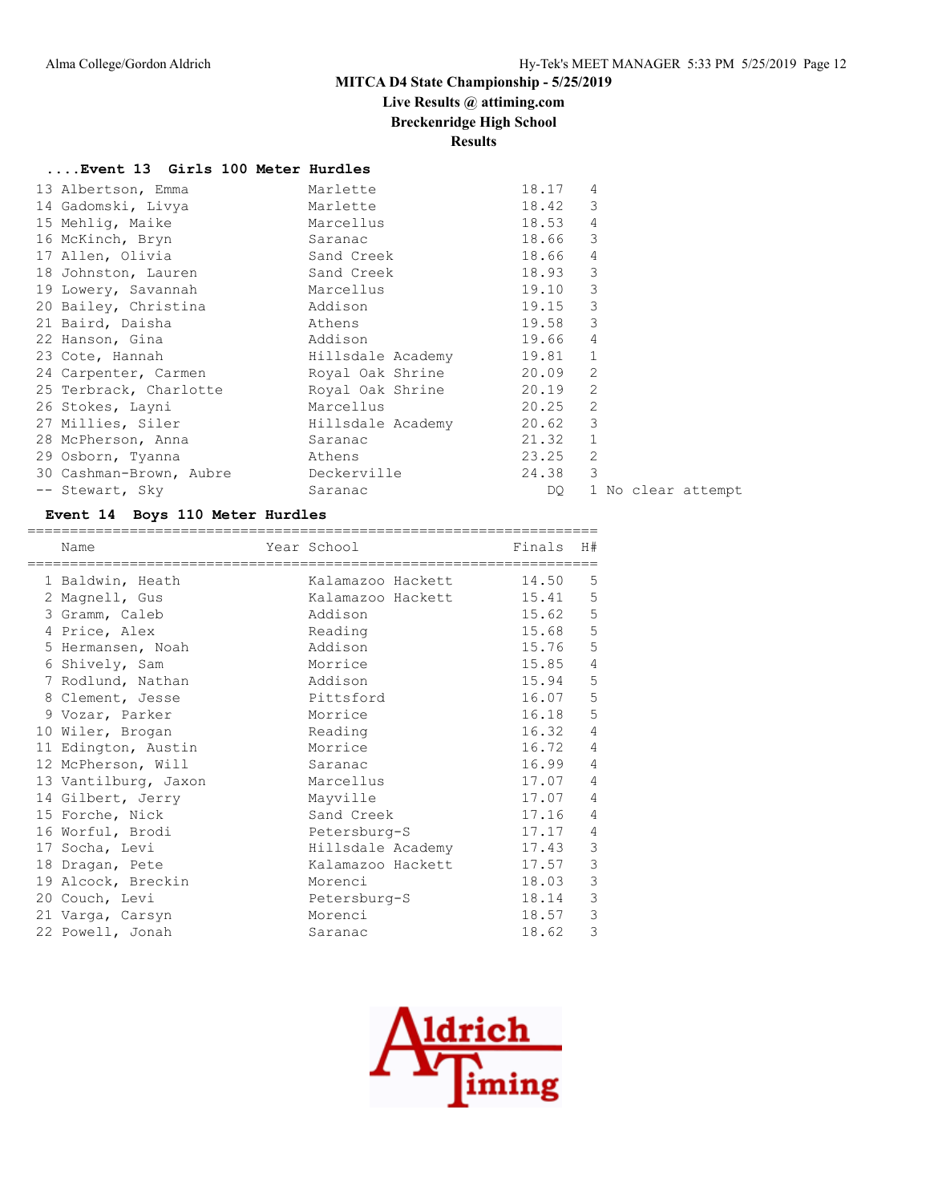**MITCA D4 State Championship - 5/25/2019**

**Live Results @ attiming.com**

**Breckenridge High School**

**Results**

### ....Event 13 Girls 100 Meter Hurdles

| Place | Name | Year | School | Finals | H# | |
|---|---|---|---|---|---|---|
| 13 | Albertson, Emma | | Marlette | 18.17 | 4 | |
| 14 | Gadomski, Livya | | Marlette | 18.42 | 3 | |
| 15 | Mehlig, Maike | | Marcellus | 18.53 | 4 | |
| 16 | McKinch, Bryn | | Saranac | 18.66 | 3 | |
| 17 | Allen, Olivia | | Sand Creek | 18.66 | 4 | |
| 18 | Johnston, Lauren | | Sand Creek | 18.93 | 3 | |
| 19 | Lowery, Savannah | | Marcellus | 19.10 | 3 | |
| 20 | Bailey, Christina | | Addison | 19.15 | 3 | |
| 21 | Baird, Daisha | | Athens | 19.58 | 3 | |
| 22 | Hanson, Gina | | Addison | 19.66 | 4 | |
| 23 | Cote, Hannah | | Hillsdale Academy | 19.81 | 1 | |
| 24 | Carpenter, Carmen | | Royal Oak Shrine | 20.09 | 2 | |
| 25 | Terbrack, Charlotte | | Royal Oak Shrine | 20.19 | 2 | |
| 26 | Stokes, Layni | | Marcellus | 20.25 | 2 | |
| 27 | Millies, Siler | | Hillsdale Academy | 20.62 | 3 | |
| 28 | McPherson, Anna | | Saranac | 21.32 | 1 | |
| 29 | Osborn, Tyanna | | Athens | 23.25 | 2 | |
| 30 | Cashman-Brown, Aubre | | Deckerville | 24.38 | 3 | |
| -- | Stewart, Sky | | Saranac | DQ | 1 | No clear attempt |

### Event 14 Boys 110 Meter Hurdles

| Place | Name | Year | School | Finals | H# |
|---|---|---|---|---|---|
| 1 | Baldwin, Heath | | Kalamazoo Hackett | 14.50 | 5 |
| 2 | Magnell, Gus | | Kalamazoo Hackett | 15.41 | 5 |
| 3 | Gramm, Caleb | | Addison | 15.62 | 5 |
| 4 | Price, Alex | | Reading | 15.68 | 5 |
| 5 | Hermansen, Noah | | Addison | 15.76 | 5 |
| 6 | Shively, Sam | | Morrice | 15.85 | 4 |
| 7 | Rodlund, Nathan | | Addison | 15.94 | 5 |
| 8 | Clement, Jesse | | Pittsford | 16.07 | 5 |
| 9 | Vozar, Parker | | Morrice | 16.18 | 5 |
| 10 | Wiler, Brogan | | Reading | 16.32 | 4 |
| 11 | Edington, Austin | | Morrice | 16.72 | 4 |
| 12 | McPherson, Will | | Saranac | 16.99 | 4 |
| 13 | Vantilburg, Jaxon | | Marcellus | 17.07 | 4 |
| 14 | Gilbert, Jerry | | Mayville | 17.07 | 4 |
| 15 | Forche, Nick | | Sand Creek | 17.16 | 4 |
| 16 | Worful, Brodi | | Petersburg-S | 17.17 | 4 |
| 17 | Socha, Levi | | Hillsdale Academy | 17.43 | 3 |
| 18 | Dragan, Pete | | Kalamazoo Hackett | 17.57 | 3 |
| 19 | Alcock, Breckin | | Morenci | 18.03 | 3 |
| 20 | Couch, Levi | | Petersburg-S | 18.14 | 3 |
| 21 | Varga, Carsyn | | Morenci | 18.57 | 3 |
| 22 | Powell, Jonah | | Saranac | 18.62 | 3 |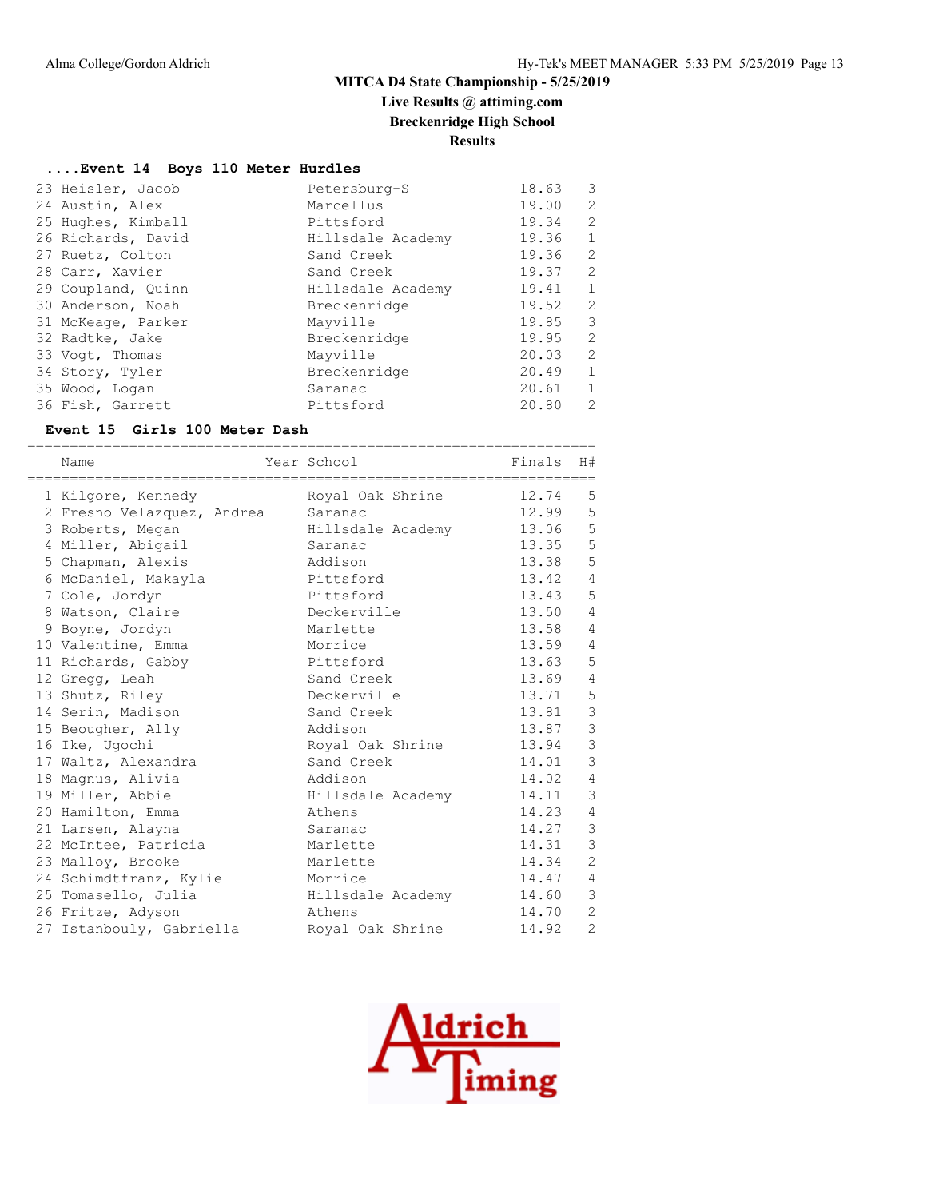## MITCA D4 State Championship - 5/25/2019

**Live Results @ attiming.com**

**Breckenridge High School**

**Results**

### ....Event 14 Boys 110 Meter Hurdles

| | Name | School | Finals | H# |
|---|---|---|---|---|
| 23 | Heisler, Jacob | Petersburg-S | 18.63 | 3 |
| 24 | Austin, Alex | Marcellus | 19.00 | 2 |
| 25 | Hughes, Kimball | Pittsford | 19.34 | 2 |
| 26 | Richards, David | Hillsdale Academy | 19.36 | 1 |
| 27 | Ruetz, Colton | Sand Creek | 19.36 | 2 |
| 28 | Carr, Xavier | Sand Creek | 19.37 | 2 |
| 29 | Coupland, Quinn | Hillsdale Academy | 19.41 | 1 |
| 30 | Anderson, Noah | Breckenridge | 19.52 | 2 |
| 31 | McKeage, Parker | Mayville | 19.85 | 3 |
| 32 | Radtke, Jake | Breckenridge | 19.95 | 2 |
| 33 | Vogt, Thomas | Mayville | 20.03 | 2 |
| 34 | Story, Tyler | Breckenridge | 20.49 | 1 |
| 35 | Wood, Logan | Saranac | 20.61 | 1 |
| 36 | Fish, Garrett | Pittsford | 20.80 | 2 |

### Event 15 Girls 100 Meter Dash

| | Name | Year | School | Finals | H# |
|---|---|---|---|---|---|
| 1 | Kilgore, Kennedy | | Royal Oak Shrine | 12.74 | 5 |
| 2 | Fresno Velazquez, Andrea | | Saranac | 12.99 | 5 |
| 3 | Roberts, Megan | | Hillsdale Academy | 13.06 | 5 |
| 4 | Miller, Abigail | | Saranac | 13.35 | 5 |
| 5 | Chapman, Alexis | | Addison | 13.38 | 5 |
| 6 | McDaniel, Makayla | | Pittsford | 13.42 | 4 |
| 7 | Cole, Jordyn | | Pittsford | 13.43 | 5 |
| 8 | Watson, Claire | | Deckerville | 13.50 | 4 |
| 9 | Boyne, Jordyn | | Marlette | 13.58 | 4 |
| 10 | Valentine, Emma | | Morrice | 13.59 | 4 |
| 11 | Richards, Gabby | | Pittsford | 13.63 | 5 |
| 12 | Gregg, Leah | | Sand Creek | 13.69 | 4 |
| 13 | Shutz, Riley | | Deckerville | 13.71 | 5 |
| 14 | Serin, Madison | | Sand Creek | 13.81 | 3 |
| 15 | Beougher, Ally | | Addison | 13.87 | 3 |
| 16 | Ike, Ugochi | | Royal Oak Shrine | 13.94 | 3 |
| 17 | Waltz, Alexandra | | Sand Creek | 14.01 | 3 |
| 18 | Magnus, Alivia | | Addison | 14.02 | 4 |
| 19 | Miller, Abbie | | Hillsdale Academy | 14.11 | 3 |
| 20 | Hamilton, Emma | | Athens | 14.23 | 4 |
| 21 | Larsen, Alayna | | Saranac | 14.27 | 3 |
| 22 | McIntee, Patricia | | Marlette | 14.31 | 3 |
| 23 | Malloy, Brooke | | Marlette | 14.34 | 2 |
| 24 | Schimdtfranz, Kylie | | Morrice | 14.47 | 4 |
| 25 | Tomasello, Julia | | Hillsdale Academy | 14.60 | 3 |
| 26 | Fritze, Adyson | | Athens | 14.70 | 2 |
| 27 | Istanbouly, Gabriella | | Royal Oak Shrine | 14.92 | 2 |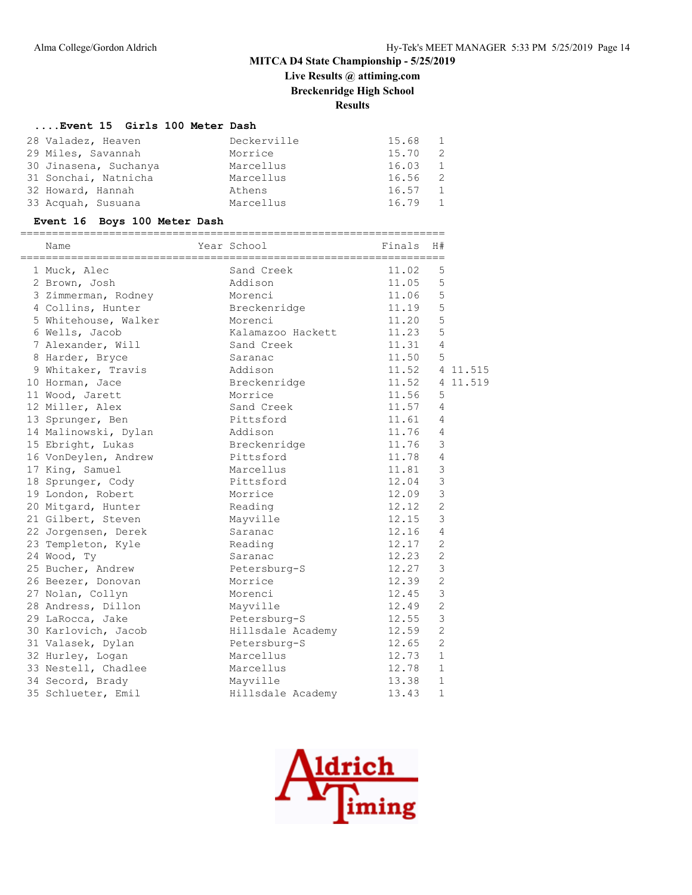MITCA D4 State Championship - 5/25/2019

Live Results @ attiming.com

Breckenridge High School

Results

**....Event 15 Girls 100 Meter Dash**

| Place | Name | School | Finals | H# |
|---|---|---|---|---|
| 28 | Valadez, Heaven | Deckerville | 15.68 | 1 |
| 29 | Miles, Savannah | Morrice | 15.70 | 2 |
| 30 | Jinasena, Suchanya | Marcellus | 16.03 | 1 |
| 31 | Sonchai, Natnicha | Marcellus | 16.56 | 2 |
| 32 | Howard, Hannah | Athens | 16.57 | 1 |
| 33 | Acquah, Susuana | Marcellus | 16.79 | 1 |

**Event 16 Boys 100 Meter Dash**

| Place | Name | Year | School | Finals | H# | |
|---|---|---|---|---|---|---|
| 1 | Muck, Alec | | Sand Creek | 11.02 | 5 | |
| 2 | Brown, Josh | | Addison | 11.05 | 5 | |
| 3 | Zimmerman, Rodney | | Morenci | 11.06 | 5 | |
| 4 | Collins, Hunter | | Breckenridge | 11.19 | 5 | |
| 5 | Whitehouse, Walker | | Morenci | 11.20 | 5 | |
| 6 | Wells, Jacob | | Kalamazoo Hackett | 11.23 | 5 | |
| 7 | Alexander, Will | | Sand Creek | 11.31 | 4 | |
| 8 | Harder, Bryce | | Saranac | 11.50 | 5 | |
| 9 | Whitaker, Travis | | Addison | 11.52 | 4 | 11.515 |
| 10 | Horman, Jace | | Breckenridge | 11.52 | 4 | 11.519 |
| 11 | Wood, Jarett | | Morrice | 11.56 | 5 | |
| 12 | Miller, Alex | | Sand Creek | 11.57 | 4 | |
| 13 | Sprunger, Ben | | Pittsford | 11.61 | 4 | |
| 14 | Malinowski, Dylan | | Addison | 11.76 | 4 | |
| 15 | Ebright, Lukas | | Breckenridge | 11.76 | 3 | |
| 16 | VonDeylen, Andrew | | Pittsford | 11.78 | 4 | |
| 17 | King, Samuel | | Marcellus | 11.81 | 3 | |
| 18 | Sprunger, Cody | | Pittsford | 12.04 | 3 | |
| 19 | London, Robert | | Morrice | 12.09 | 3 | |
| 20 | Mitgard, Hunter | | Reading | 12.12 | 2 | |
| 21 | Gilbert, Steven | | Mayville | 12.15 | 3 | |
| 22 | Jorgensen, Derek | | Saranac | 12.16 | 4 | |
| 23 | Templeton, Kyle | | Reading | 12.17 | 2 | |
| 24 | Wood, Ty | | Saranac | 12.23 | 2 | |
| 25 | Bucher, Andrew | | Petersburg-S | 12.27 | 3 | |
| 26 | Beezer, Donovan | | Morrice | 12.39 | 2 | |
| 27 | Nolan, Collyn | | Morenci | 12.45 | 3 | |
| 28 | Andress, Dillon | | Mayville | 12.49 | 2 | |
| 29 | LaRocca, Jake | | Petersburg-S | 12.55 | 3 | |
| 30 | Karlovich, Jacob | | Hillsdale Academy | 12.59 | 2 | |
| 31 | Valasek, Dylan | | Petersburg-S | 12.65 | 2 | |
| 32 | Hurley, Logan | | Marcellus | 12.73 | 1 | |
| 33 | Nestell, Chadlee | | Marcellus | 12.78 | 1 | |
| 34 | Secord, Brady | | Mayville | 13.38 | 1 | |
| 35 | Schlueter, Emil | | Hillsdale Academy | 13.43 | 1 | |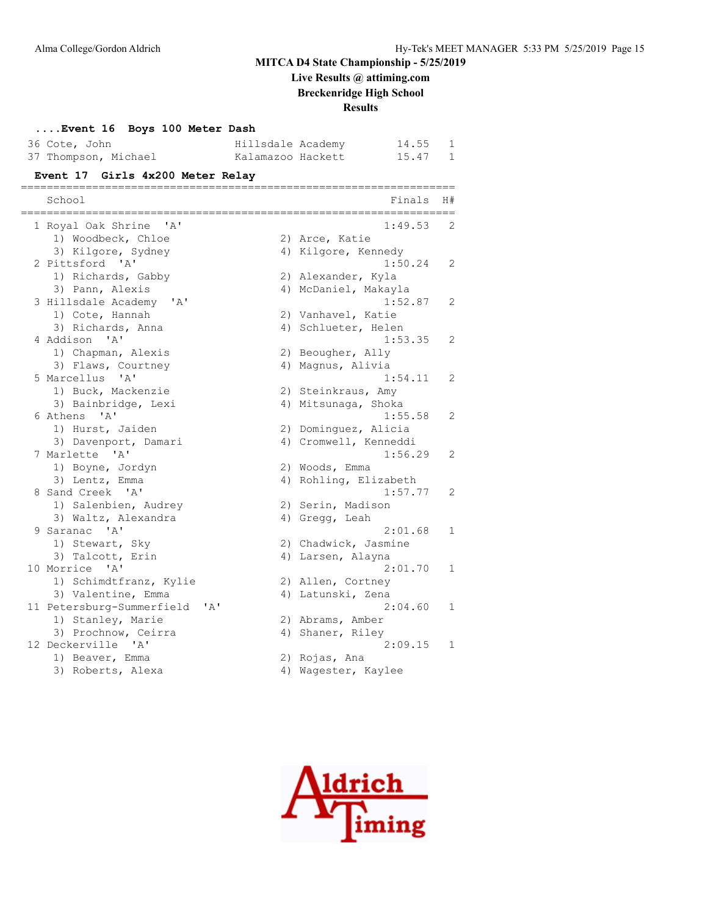### MITCA D4 State Championship - 5/25/2019

**Live Results @ attiming.com**

**Breckenridge High School**

**Results**

**....Event 16 Boys 100 Meter Dash**

| Place | Name | School | Finals | H# |
|---|---|---|---|---|
| 36 | Cote, John | Hillsdale Academy | 14.55 | 1 |
| 37 | Thompson, Michael | Kalamazoo Hackett | 15.47 | 1 |

**Event 17 Girls 4x200 Meter Relay**

| Place | School | Finals | H# |
|---|---|---|---|
| 1 | Royal Oak Shrine 'A' | 1:49.53 | 2 |
| | 1) Woodbeck, Chloe 2) Arce, Katie 3) Kilgore, Sydney 4) Kilgore, Kennedy | | |
| 2 | Pittsford 'A' | 1:50.24 | 2 |
| | 1) Richards, Gabby 2) Alexander, Kyla 3) Pann, Alexis 4) McDaniel, Makayla | | |
| 3 | Hillsdale Academy 'A' | 1:52.87 | 2 |
| | 1) Cote, Hannah 2) Vanhavel, Katie 3) Richards, Anna 4) Schlueter, Helen | | |
| 4 | Addison 'A' | 1:53.35 | 2 |
| | 1) Chapman, Alexis 2) Beougher, Ally 3) Flaws, Courtney 4) Magnus, Alivia | | |
| 5 | Marcellus 'A' | 1:54.11 | 2 |
| | 1) Buck, Mackenzie 2) Steinkraus, Amy 3) Bainbridge, Lexi 4) Mitsunaga, Shoka | | |
| 6 | Athens 'A' | 1:55.58 | 2 |
| | 1) Hurst, Jaiden 2) Dominguez, Alicia 3) Davenport, Damari 4) Cromwell, Kenneddi | | |
| 7 | Marlette 'A' | 1:56.29 | 2 |
| | 1) Boyne, Jordyn 2) Woods, Emma 3) Lentz, Emma 4) Rohling, Elizabeth | | |
| 8 | Sand Creek 'A' | 1:57.77 | 2 |
| | 1) Salenbien, Audrey 2) Serin, Madison 3) Waltz, Alexandra 4) Gregg, Leah | | |
| 9 | Saranac 'A' | 2:01.68 | 1 |
| | 1) Stewart, Sky 2) Chadwick, Jasmine 3) Talcott, Erin 4) Larsen, Alayna | | |
| 10 | Morrice 'A' | 2:01.70 | 1 |
| | 1) Schimdtfranz, Kylie 2) Allen, Cortney 3) Valentine, Emma 4) Latunski, Zena | | |
| 11 | Petersburg-Summerfield 'A' | 2:04.60 | 1 |
| | 1) Stanley, Marie 2) Abrams, Amber 3) Prochnow, Ceirra 4) Shaner, Riley | | |
| 12 | Deckerville 'A' | 2:09.15 | 1 |
| | 1) Beaver, Emma 2) Rojas, Ana 3) Roberts, Alexa 4) Wagester, Kaylee | | |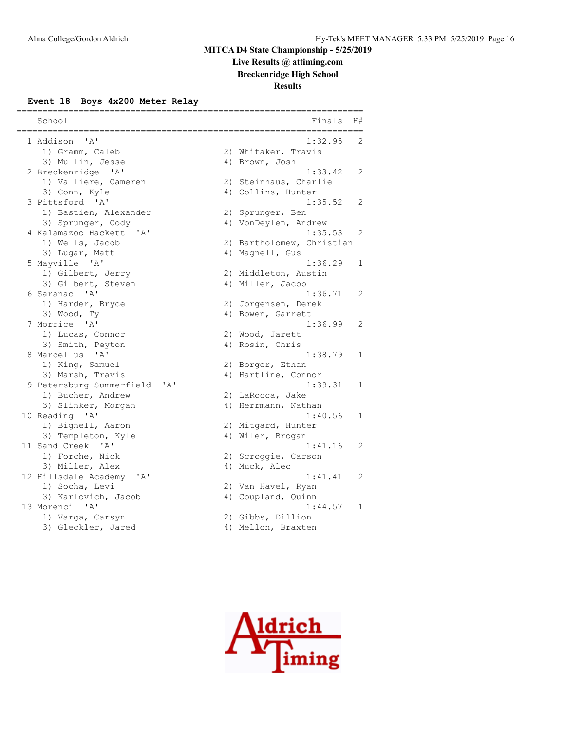# MITCA D4 State Championship - 5/25/2019

## Live Results @ attiming.com

## Breckenridge High School

## Results

### Event 18 Boys 4x200 Meter Relay

| Place | School | Finals | H# |
|---|---|---|---|
| 1 | Addison 'A' | 1:32.95 | 2 |
| | 1) Gramm, Caleb; 2) Whitaker, Travis; 3) Mullin, Jesse; 4) Brown, Josh | | |
| 2 | Breckenridge 'A' | 1:33.42 | 2 |
| | 1) Valliere, Cameren; 2) Steinhaus, Charlie; 3) Conn, Kyle; 4) Collins, Hunter | | |
| 3 | Pittsford 'A' | 1:35.52 | 2 |
| | 1) Bastien, Alexander; 2) Sprunger, Ben; 3) Sprunger, Cody; 4) VonDeylen, Andrew | | |
| 4 | Kalamazoo Hackett 'A' | 1:35.53 | 2 |
| | 1) Wells, Jacob; 2) Bartholomew, Christian; 3) Lugar, Matt; 4) Magnell, Gus | | |
| 5 | Mayville 'A' | 1:36.29 | 1 |
| | 1) Gilbert, Jerry; 2) Middleton, Austin; 3) Gilbert, Steven; 4) Miller, Jacob | | |
| 6 | Saranac 'A' | 1:36.71 | 2 |
| | 1) Harder, Bryce; 2) Jorgensen, Derek; 3) Wood, Ty; 4) Bowen, Garrett | | |
| 7 | Morrice 'A' | 1:36.99 | 2 |
| | 1) Lucas, Connor; 2) Wood, Jarett; 3) Smith, Peyton; 4) Rosin, Chris | | |
| 8 | Marcellus 'A' | 1:38.79 | 1 |
| | 1) King, Samuel; 2) Borger, Ethan; 3) Marsh, Travis; 4) Hartline, Connor | | |
| 9 | Petersburg-Summerfield 'A' | 1:39.31 | 1 |
| | 1) Bucher, Andrew; 2) LaRocca, Jake; 3) Slinker, Morgan; 4) Herrmann, Nathan | | |
| 10 | Reading 'A' | 1:40.56 | 1 |
| | 1) Bignell, Aaron; 2) Mitgard, Hunter; 3) Templeton, Kyle; 4) Wiler, Brogan | | |
| 11 | Sand Creek 'A' | 1:41.16 | 2 |
| | 1) Forche, Nick; 2) Scroggie, Carson; 3) Miller, Alex; 4) Muck, Alec | | |
| 12 | Hillsdale Academy 'A' | 1:41.41 | 2 |
| | 1) Socha, Levi; 2) Van Havel, Ryan; 3) Karlovich, Jacob; 4) Coupland, Quinn | | |
| 13 | Morenci 'A' | 1:44.57 | 1 |
| | 1) Varga, Carsyn; 2) Gibbs, Dillion; 3) Gleckler, Jared; 4) Mellon, Braxten | | |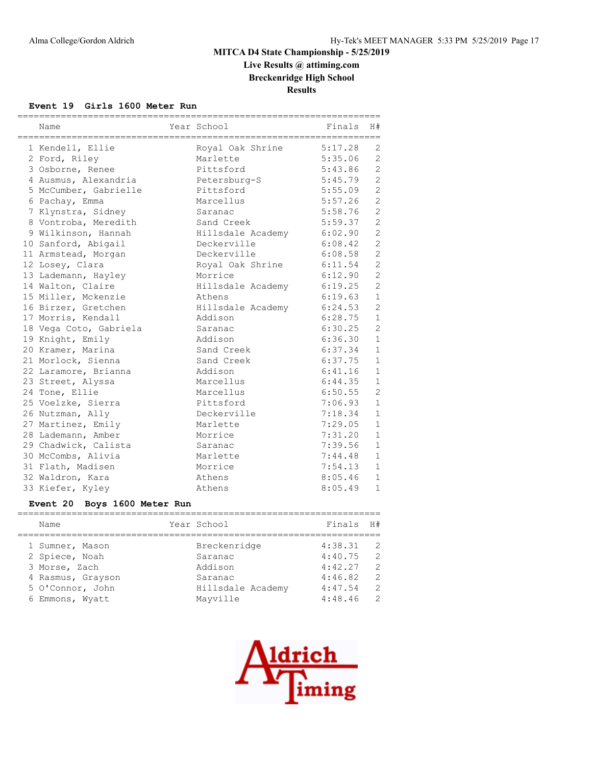# MITCA D4 State Championship - 5/25/2019

**Live Results @ attiming.com**

**Breckenridge High School**

**Results**

### Event 19 Girls 1600 Meter Run

| | Name | Year | School | Finals | H# |
|---|---|---|---|---|---|
| 1 | Kendell, Ellie | | Royal Oak Shrine | 5:17.28 | 2 |
| 2 | Ford, Riley | | Marlette | 5:35.06 | 2 |
| 3 | Osborne, Renee | | Pittsford | 5:43.86 | 2 |
| 4 | Ausmus, Alexandria | | Petersburg-S | 5:45.79 | 2 |
| 5 | McCumber, Gabrielle | | Pittsford | 5:55.09 | 2 |
| 6 | Pachay, Emma | | Marcellus | 5:57.26 | 2 |
| 7 | Klynstra, Sidney | | Saranac | 5:58.76 | 2 |
| 8 | Vontroba, Meredith | | Sand Creek | 5:59.37 | 2 |
| 9 | Wilkinson, Hannah | | Hillsdale Academy | 6:02.90 | 2 |
| 10 | Sanford, Abigail | | Deckerville | 6:08.42 | 2 |
| 11 | Armstead, Morgan | | Deckerville | 6:08.58 | 2 |
| 12 | Losey, Clara | | Royal Oak Shrine | 6:11.54 | 2 |
| 13 | Lademann, Hayley | | Morrice | 6:12.90 | 2 |
| 14 | Walton, Claire | | Hillsdale Academy | 6:19.25 | 2 |
| 15 | Miller, Mckenzie | | Athens | 6:19.63 | 1 |
| 16 | Birzer, Gretchen | | Hillsdale Academy | 6:24.53 | 2 |
| 17 | Morris, Kendall | | Addison | 6:28.75 | 1 |
| 18 | Vega Coto, Gabriela | | Saranac | 6:30.25 | 2 |
| 19 | Knight, Emily | | Addison | 6:36.30 | 1 |
| 20 | Kramer, Marina | | Sand Creek | 6:37.34 | 1 |
| 21 | Morlock, Sienna | | Sand Creek | 6:37.75 | 1 |
| 22 | Laramore, Brianna | | Addison | 6:41.16 | 1 |
| 23 | Street, Alyssa | | Marcellus | 6:44.35 | 1 |
| 24 | Tone, Ellie | | Marcellus | 6:50.55 | 2 |
| 25 | Voelzke, Sierra | | Pittsford | 7:06.93 | 1 |
| 26 | Nutzman, Ally | | Deckerville | 7:18.34 | 1 |
| 27 | Martinez, Emily | | Marlette | 7:29.05 | 1 |
| 28 | Lademann, Amber | | Morrice | 7:31.20 | 1 |
| 29 | Chadwick, Calista | | Saranac | 7:39.56 | 1 |
| 30 | McCombs, Alivia | | Marlette | 7:44.48 | 1 |
| 31 | Flath, Madisen | | Morrice | 7:54.13 | 1 |
| 32 | Waldron, Kara | | Athens | 8:05.46 | 1 |
| 33 | Kiefer, Kyley | | Athens | 8:05.49 | 1 |

### Event 20 Boys 1600 Meter Run

| | Name | Year | School | Finals | H# |
|---|---|---|---|---|---|
| 1 | Sumner, Mason | | Breckenridge | 4:38.31 | 2 |
| 2 | Spiece, Noah | | Saranac | 4:40.75 | 2 |
| 3 | Morse, Zach | | Addison | 4:42.27 | 2 |
| 4 | Rasmus, Grayson | | Saranac | 4:46.82 | 2 |
| 5 | O'Connor, John | | Hillsdale Academy | 4:47.54 | 2 |
| 6 | Emmons, Wyatt | | Mayville | 4:48.46 | 2 |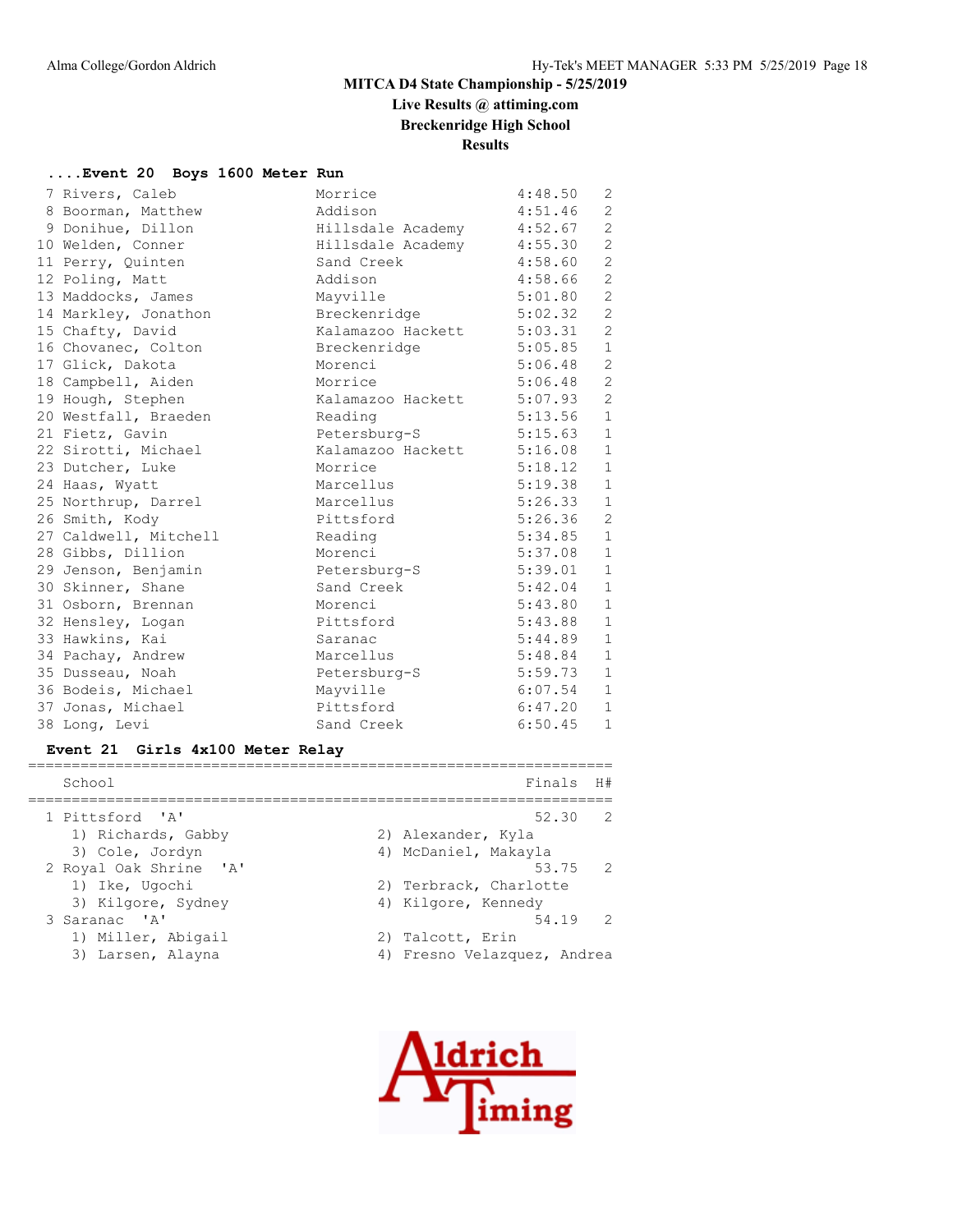## MITCA D4 State Championship - 5/25/2019

**Live Results @ attiming.com**

**Breckenridge High School**

**Results**

### ....Event 20 Boys 1600 Meter Run

| Place | Name | School | Finals | H# |
|---|---|---|---|---|
| 7 | Rivers, Caleb | Morrice | 4:48.50 | 2 |
| 8 | Boorman, Matthew | Addison | 4:51.46 | 2 |
| 9 | Donihue, Dillon | Hillsdale Academy | 4:52.67 | 2 |
| 10 | Welden, Conner | Hillsdale Academy | 4:55.30 | 2 |
| 11 | Perry, Quinten | Sand Creek | 4:58.60 | 2 |
| 12 | Poling, Matt | Addison | 4:58.66 | 2 |
| 13 | Maddocks, James | Mayville | 5:01.80 | 2 |
| 14 | Markley, Jonathon | Breckenridge | 5:02.32 | 2 |
| 15 | Chafty, David | Kalamazoo Hackett | 5:03.31 | 2 |
| 16 | Chovanec, Colton | Breckenridge | 5:05.85 | 1 |
| 17 | Glick, Dakota | Morenci | 5:06.48 | 2 |
| 18 | Campbell, Aiden | Morrice | 5:06.48 | 2 |
| 19 | Hough, Stephen | Kalamazoo Hackett | 5:07.93 | 2 |
| 20 | Westfall, Braeden | Reading | 5:13.56 | 1 |
| 21 | Fietz, Gavin | Petersburg-S | 5:15.63 | 1 |
| 22 | Sirotti, Michael | Kalamazoo Hackett | 5:16.08 | 1 |
| 23 | Dutcher, Luke | Morrice | 5:18.12 | 1 |
| 24 | Haas, Wyatt | Marcellus | 5:19.38 | 1 |
| 25 | Northrup, Darrel | Marcellus | 5:26.33 | 1 |
| 26 | Smith, Kody | Pittsford | 5:26.36 | 2 |
| 27 | Caldwell, Mitchell | Reading | 5:34.85 | 1 |
| 28 | Gibbs, Dillion | Morenci | 5:37.08 | 1 |
| 29 | Jenson, Benjamin | Petersburg-S | 5:39.01 | 1 |
| 30 | Skinner, Shane | Sand Creek | 5:42.04 | 1 |
| 31 | Osborn, Brennan | Morenci | 5:43.80 | 1 |
| 32 | Hensley, Logan | Pittsford | 5:43.88 | 1 |
| 33 | Hawkins, Kai | Saranac | 5:44.89 | 1 |
| 34 | Pachay, Andrew | Marcellus | 5:48.84 | 1 |
| 35 | Dusseau, Noah | Petersburg-S | 5:59.73 | 1 |
| 36 | Bodeis, Michael | Mayville | 6:07.54 | 1 |
| 37 | Jonas, Michael | Pittsford | 6:47.20 | 1 |
| 38 | Long, Levi | Sand Creek | 6:50.45 | 1 |

### Event 21 Girls 4x100 Meter Relay

| Place | School | Finals | H# |
|---|---|---|---|
| 1 | Pittsford 'A' | 52.30 | 2 |
| | 1) Richards, Gabby; 2) Alexander, Kyla; 3) Cole, Jordyn; 4) McDaniel, Makayla | | |
| 2 | Royal Oak Shrine 'A' | 53.75 | 2 |
| | 1) Ike, Ugochi; 2) Terbrack, Charlotte; 3) Kilgore, Sydney; 4) Kilgore, Kennedy | | |
| 3 | Saranac 'A' | 54.19 | 2 |
| | 1) Miller, Abigail; 2) Talcott, Erin; 3) Larsen, Alayna; 4) Fresno Velazquez, Andrea | | |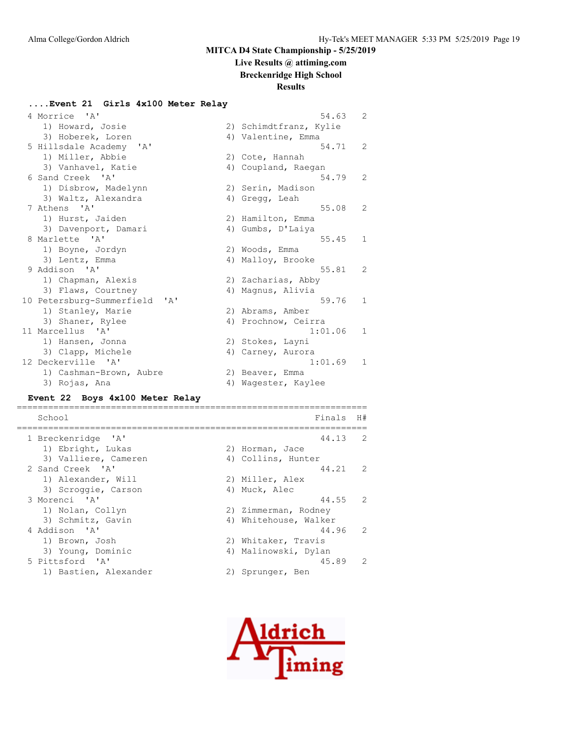## MITCA D4 State Championship - 5/25/2019

**Live Results @ attiming.com**

**Breckenridge High School**

**Results**

### ....Event 21 Girls 4x100 Meter Relay

| Place | School | Finals | H# |
|---|---|---|---|
| 4 | Morrice 'A' | 54.63 | 2 |
| | 1) Howard, Josie 2) Schimdtfranz, Kylie 3) Hoberek, Loren 4) Valentine, Emma | | |
| 5 | Hillsdale Academy 'A' | 54.71 | 2 |
| | 1) Miller, Abbie 2) Cote, Hannah 3) Vanhavel, Katie 4) Coupland, Raegan | | |
| 6 | Sand Creek 'A' | 54.79 | 2 |
| | 1) Disbrow, Madelynn 2) Serin, Madison 3) Waltz, Alexandra 4) Gregg, Leah | | |
| 7 | Athens 'A' | 55.08 | 2 |
| | 1) Hurst, Jaiden 2) Hamilton, Emma 3) Davenport, Damari 4) Gumbs, D'Laiya | | |
| 8 | Marlette 'A' | 55.45 | 1 |
| | 1) Boyne, Jordyn 2) Woods, Emma 3) Lentz, Emma 4) Malloy, Brooke | | |
| 9 | Addison 'A' | 55.81 | 2 |
| | 1) Chapman, Alexis 2) Zacharias, Abby 3) Flaws, Courtney 4) Magnus, Alivia | | |
| 10 | Petersburg-Summerfield 'A' | 59.76 | 1 |
| | 1) Stanley, Marie 2) Abrams, Amber 3) Shaner, Rylee 4) Prochnow, Ceirra | | |
| 11 | Marcellus 'A' | 1:01.06 | 1 |
| | 1) Hansen, Jonna 2) Stokes, Layni 3) Clapp, Michele 4) Carney, Aurora | | |
| 12 | Deckerville 'A' | 1:01.69 | 1 |
| | 1) Cashman-Brown, Aubre 2) Beaver, Emma 3) Rojas, Ana 4) Wagester, Kaylee | | |

### Event 22 Boys 4x100 Meter Relay

| Place | School | Finals | H# |
|---|---|---|---|
| 1 | Breckenridge 'A' | 44.13 | 2 |
| | 1) Ebright, Lukas 2) Horman, Jace 3) Valliere, Cameren 4) Collins, Hunter | | |
| 2 | Sand Creek 'A' | 44.21 | 2 |
| | 1) Alexander, Will 2) Miller, Alex 3) Scroggie, Carson 4) Muck, Alec | | |
| 3 | Morenci 'A' | 44.55 | 2 |
| | 1) Nolan, Collyn 2) Zimmerman, Rodney 3) Schmitz, Gavin 4) Whitehouse, Walker | | |
| 4 | Addison 'A' | 44.96 | 2 |
| | 1) Brown, Josh 2) Whitaker, Travis 3) Young, Dominic 4) Malinowski, Dylan | | |
| 5 | Pittsford 'A' | 45.89 | 2 |
| | 1) Bastien, Alexander 2) Sprunger, Ben | | |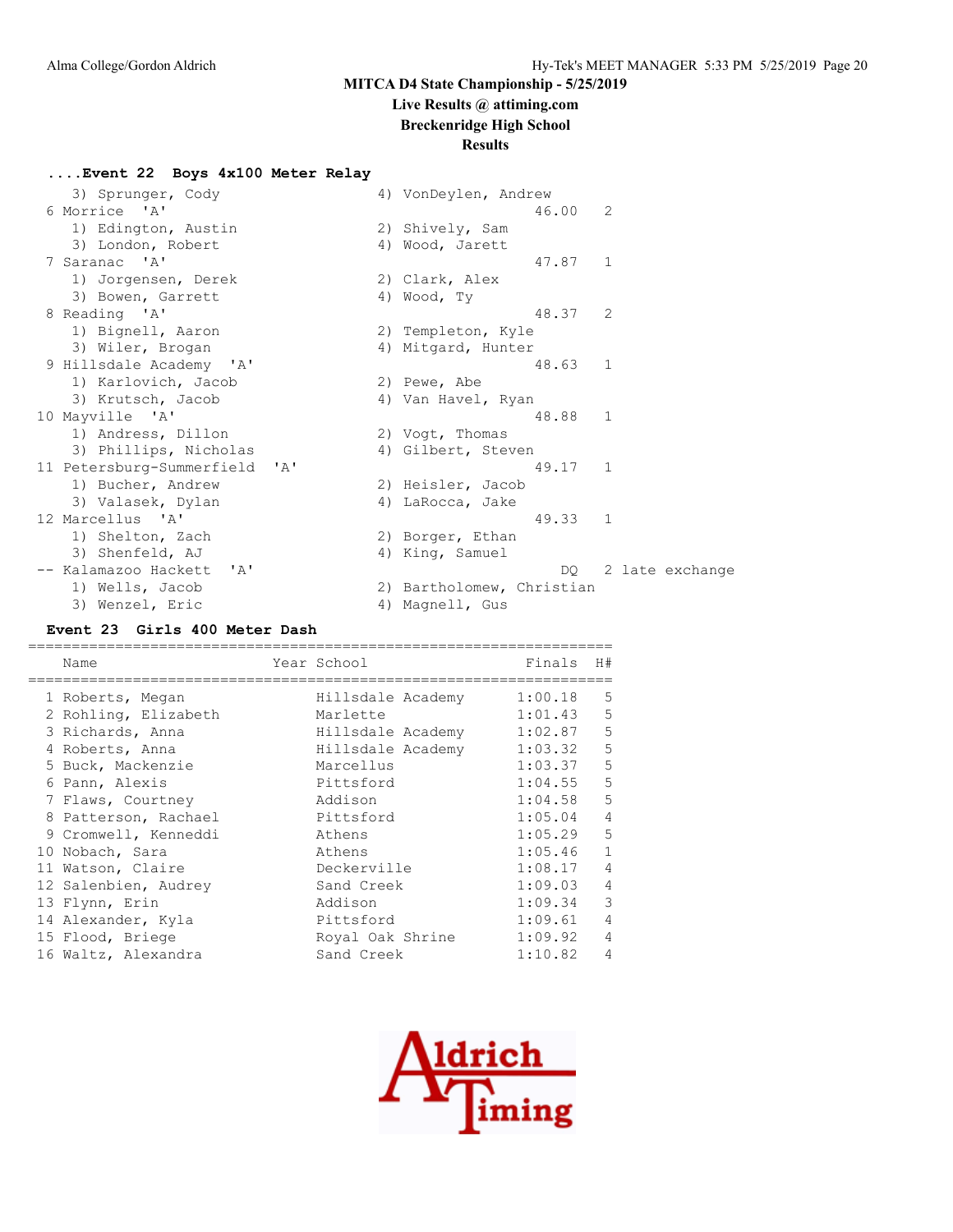MITCA D4 State Championship - 5/25/2019
Live Results @ attiming.com
Breckenridge High School
Results

#### ....Event 22 Boys 4x100 Meter Relay

```
   3) Sprunger, Cody                  4) VonDeylen, Andrew
 6 Morrice  'A'                                   46.00   2
   1) Edington, Austin                2) Shively, Sam
   3) London, Robert                  4) Wood, Jarett
 7 Saranac  'A'                                   47.87   1
   1) Jorgensen, Derek                2) Clark, Alex
   3) Bowen, Garrett                  4) Wood, Ty
 8 Reading  'A'                                   48.37   2
   1) Bignell, Aaron                  2) Templeton, Kyle
   3) Wiler, Brogan                   4) Mitgard, Hunter
 9 Hillsdale Academy  'A'                         48.63   1
   1) Karlovich, Jacob                2) Pewe, Abe
   3) Krutsch, Jacob                  4) Van Havel, Ryan
10 Mayville  'A'                                  48.88   1
   1) Andress, Dillon                 2) Vogt, Thomas
   3) Phillips, Nicholas              4) Gilbert, Steven
11 Petersburg-Summerfield  'A'                    49.17   1
   1) Bucher, Andrew                  2) Heisler, Jacob
   3) Valasek, Dylan                  4) LaRocca, Jake
12 Marcellus  'A'                                 49.33   1
   1) Shelton, Zach                   2) Borger, Ethan
   3) Shenfeld, AJ                    4) King, Samuel
-- Kalamazoo Hackett  'A'                            DQ   2 late exchange
   1) Wells, Jacob                    2) Bartholomew, Christian
   3) Wenzel, Eric                    4) Magnell, Gus
```

#### Event 23 Girls 400 Meter Dash

| | Name | Year | School | Finals | H# |
|---|---|---|---|---|---|
| 1 | Roberts, Megan | | Hillsdale Academy | 1:00.18 | 5 |
| 2 | Rohling, Elizabeth | | Marlette | 1:01.43 | 5 |
| 3 | Richards, Anna | | Hillsdale Academy | 1:02.87 | 5 |
| 4 | Roberts, Anna | | Hillsdale Academy | 1:03.32 | 5 |
| 5 | Buck, Mackenzie | | Marcellus | 1:03.37 | 5 |
| 6 | Pann, Alexis | | Pittsford | 1:04.55 | 5 |
| 7 | Flaws, Courtney | | Addison | 1:04.58 | 5 |
| 8 | Patterson, Rachael | | Pittsford | 1:05.04 | 4 |
| 9 | Cromwell, Kenneddi | | Athens | 1:05.29 | 5 |
| 10 | Nobach, Sara | | Athens | 1:05.46 | 1 |
| 11 | Watson, Claire | | Deckerville | 1:08.17 | 4 |
| 12 | Salenbien, Audrey | | Sand Creek | 1:09.03 | 4 |
| 13 | Flynn, Erin | | Addison | 1:09.34 | 3 |
| 14 | Alexander, Kyla | | Pittsford | 1:09.61 | 4 |
| 15 | Flood, Briege | | Royal Oak Shrine | 1:09.92 | 4 |
| 16 | Waltz, Alexandra | | Sand Creek | 1:10.82 | 4 |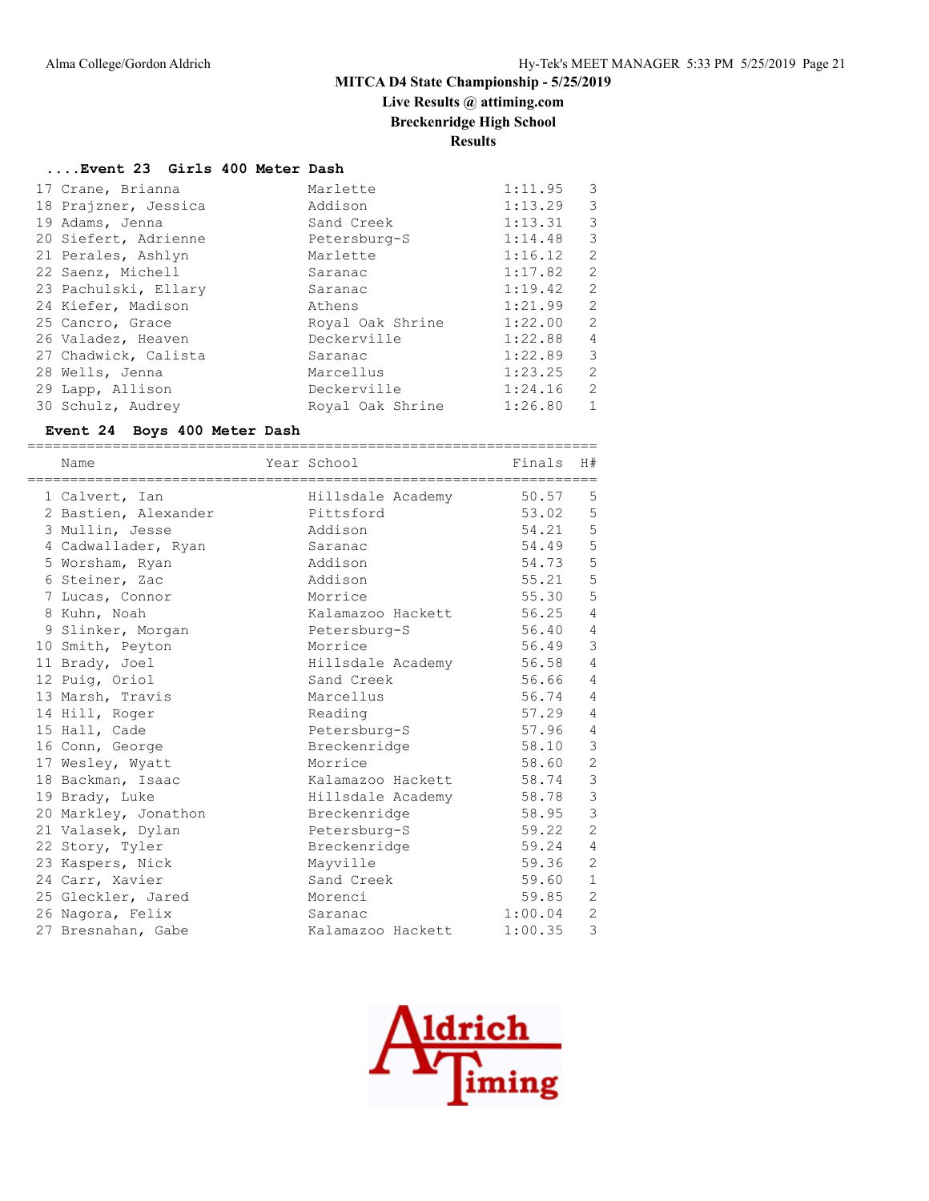## MITCA D4 State Championship - 5/25/2019

### Live Results @ attiming.com

### Breckenridge High School

### Results

#### ....Event 23 Girls 400 Meter Dash

| Place | Name | Year | School | Finals | H# |
|---|---|---|---|---|---|
| 17 | Crane, Brianna | | Marlette | 1:11.95 | 3 |
| 18 | Prajzner, Jessica | | Addison | 1:13.29 | 3 |
| 19 | Adams, Jenna | | Sand Creek | 1:13.31 | 3 |
| 20 | Siefert, Adrienne | | Petersburg-S | 1:14.48 | 3 |
| 21 | Perales, Ashlyn | | Marlette | 1:16.12 | 2 |
| 22 | Saenz, Michell | | Saranac | 1:17.82 | 2 |
| 23 | Pachulski, Ellary | | Saranac | 1:19.42 | 2 |
| 24 | Kiefer, Madison | | Athens | 1:21.99 | 2 |
| 25 | Cancro, Grace | | Royal Oak Shrine | 1:22.00 | 2 |
| 26 | Valadez, Heaven | | Deckerville | 1:22.88 | 4 |
| 27 | Chadwick, Calista | | Saranac | 1:22.89 | 3 |
| 28 | Wells, Jenna | | Marcellus | 1:23.25 | 2 |
| 29 | Lapp, Allison | | Deckerville | 1:24.16 | 2 |
| 30 | Schulz, Audrey | | Royal Oak Shrine | 1:26.80 | 1 |

#### Event 24 Boys 400 Meter Dash

| Place | Name | Year | School | Finals | H# |
|---|---|---|---|---|---|
| 1 | Calvert, Ian | | Hillsdale Academy | 50.57 | 5 |
| 2 | Bastien, Alexander | | Pittsford | 53.02 | 5 |
| 3 | Mullin, Jesse | | Addison | 54.21 | 5 |
| 4 | Cadwallader, Ryan | | Saranac | 54.49 | 5 |
| 5 | Worsham, Ryan | | Addison | 54.73 | 5 |
| 6 | Steiner, Zac | | Addison | 55.21 | 5 |
| 7 | Lucas, Connor | | Morrice | 55.30 | 5 |
| 8 | Kuhn, Noah | | Kalamazoo Hackett | 56.25 | 4 |
| 9 | Slinker, Morgan | | Petersburg-S | 56.40 | 4 |
| 10 | Smith, Peyton | | Morrice | 56.49 | 3 |
| 11 | Brady, Joel | | Hillsdale Academy | 56.58 | 4 |
| 12 | Puig, Oriol | | Sand Creek | 56.66 | 4 |
| 13 | Marsh, Travis | | Marcellus | 56.74 | 4 |
| 14 | Hill, Roger | | Reading | 57.29 | 4 |
| 15 | Hall, Cade | | Petersburg-S | 57.96 | 4 |
| 16 | Conn, George | | Breckenridge | 58.10 | 3 |
| 17 | Wesley, Wyatt | | Morrice | 58.60 | 2 |
| 18 | Backman, Isaac | | Kalamazoo Hackett | 58.74 | 3 |
| 19 | Brady, Luke | | Hillsdale Academy | 58.78 | 3 |
| 20 | Markley, Jonathon | | Breckenridge | 58.95 | 3 |
| 21 | Valasek, Dylan | | Petersburg-S | 59.22 | 2 |
| 22 | Story, Tyler | | Breckenridge | 59.24 | 4 |
| 23 | Kaspers, Nick | | Mayville | 59.36 | 2 |
| 24 | Carr, Xavier | | Sand Creek | 59.60 | 1 |
| 25 | Gleckler, Jared | | Morenci | 59.85 | 2 |
| 26 | Nagora, Felix | | Saranac | 1:00.04 | 2 |
| 27 | Bresnahan, Gabe | | Kalamazoo Hackett | 1:00.35 | 3 |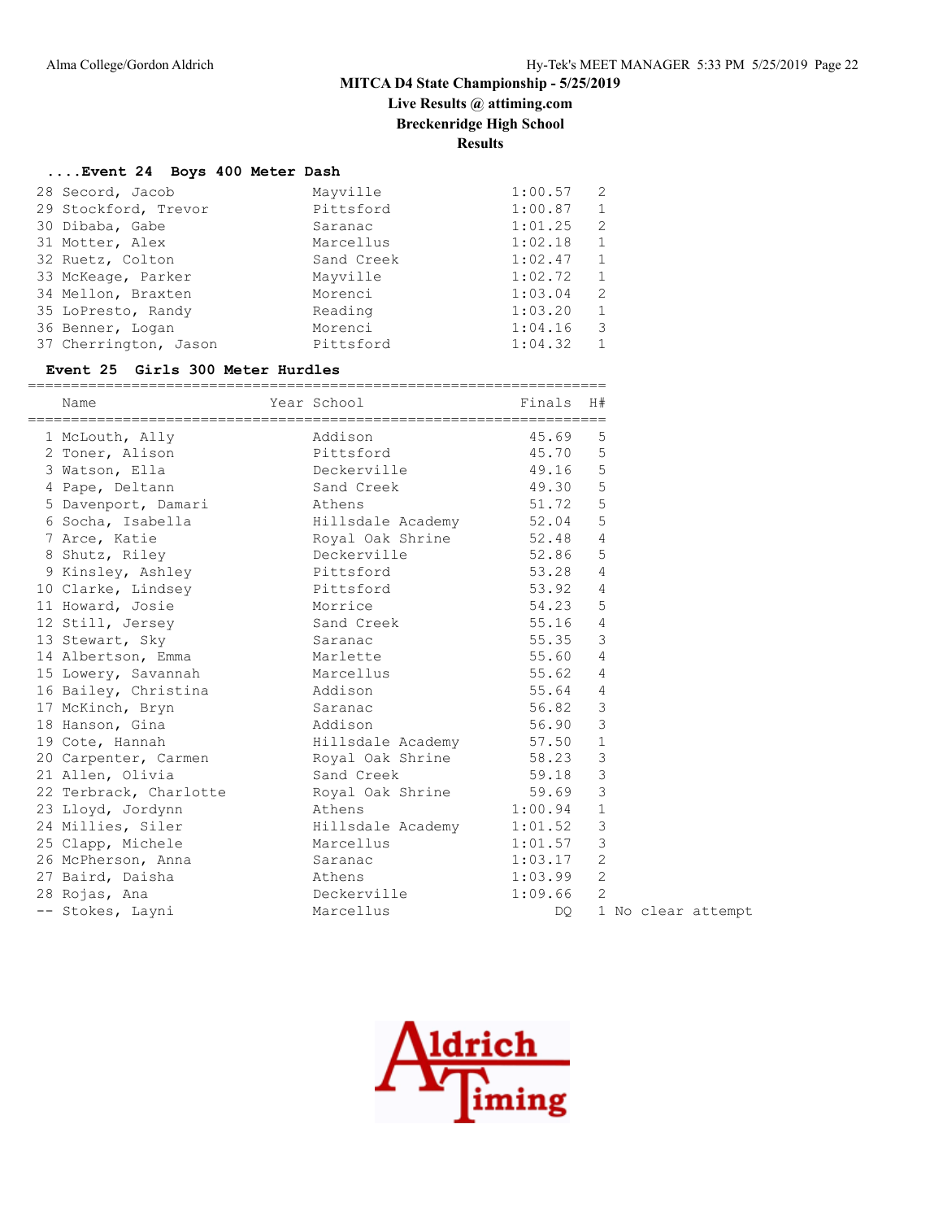**MITCA D4 State Championship - 5/25/2019**

**Live Results @ attiming.com**

**Breckenridge High School**

**Results**

### ....Event 24 Boys 400 Meter Dash

| Place | Name | School | Finals | H# |
|---|---|---|---|---|
| 28 | Secord, Jacob | Mayville | 1:00.57 | 2 |
| 29 | Stockford, Trevor | Pittsford | 1:00.87 | 1 |
| 30 | Dibaba, Gabe | Saranac | 1:01.25 | 2 |
| 31 | Motter, Alex | Marcellus | 1:02.18 | 1 |
| 32 | Ruetz, Colton | Sand Creek | 1:02.47 | 1 |
| 33 | McKeage, Parker | Mayville | 1:02.72 | 1 |
| 34 | Mellon, Braxten | Morenci | 1:03.04 | 2 |
| 35 | LoPresto, Randy | Reading | 1:03.20 | 1 |
| 36 | Benner, Logan | Morenci | 1:04.16 | 3 |
| 37 | Cherrington, Jason | Pittsford | 1:04.32 | 1 |

### Event 25 Girls 300 Meter Hurdles

| Place | Name | Year | School | Finals | H# | |
|---|---|---|---|---|---|---|
| 1 | McLouth, Ally | | Addison | 45.69 | 5 | |
| 2 | Toner, Alison | | Pittsford | 45.70 | 5 | |
| 3 | Watson, Ella | | Deckerville | 49.16 | 5 | |
| 4 | Pape, Deltann | | Sand Creek | 49.30 | 5 | |
| 5 | Davenport, Damari | | Athens | 51.72 | 5 | |
| 6 | Socha, Isabella | | Hillsdale Academy | 52.04 | 5 | |
| 7 | Arce, Katie | | Royal Oak Shrine | 52.48 | 4 | |
| 8 | Shutz, Riley | | Deckerville | 52.86 | 5 | |
| 9 | Kinsley, Ashley | | Pittsford | 53.28 | 4 | |
| 10 | Clarke, Lindsey | | Pittsford | 53.92 | 4 | |
| 11 | Howard, Josie | | Morrice | 54.23 | 5 | |
| 12 | Still, Jersey | | Sand Creek | 55.16 | 4 | |
| 13 | Stewart, Sky | | Saranac | 55.35 | 3 | |
| 14 | Albertson, Emma | | Marlette | 55.60 | 4 | |
| 15 | Lowery, Savannah | | Marcellus | 55.62 | 4 | |
| 16 | Bailey, Christina | | Addison | 55.64 | 4 | |
| 17 | McKinch, Bryn | | Saranac | 56.82 | 3 | |
| 18 | Hanson, Gina | | Addison | 56.90 | 3 | |
| 19 | Cote, Hannah | | Hillsdale Academy | 57.50 | 1 | |
| 20 | Carpenter, Carmen | | Royal Oak Shrine | 58.23 | 3 | |
| 21 | Allen, Olivia | | Sand Creek | 59.18 | 3 | |
| 22 | Terbrack, Charlotte | | Royal Oak Shrine | 59.69 | 3 | |
| 23 | Lloyd, Jordynn | | Athens | 1:00.94 | 1 | |
| 24 | Millies, Siler | | Hillsdale Academy | 1:01.52 | 3 | |
| 25 | Clapp, Michele | | Marcellus | 1:01.57 | 3 | |
| 26 | McPherson, Anna | | Saranac | 1:03.17 | 2 | |
| 27 | Baird, Daisha | | Athens | 1:03.99 | 2 | |
| 28 | Rojas, Ana | | Deckerville | 1:09.66 | 2 | |
| -- | Stokes, Layni | | Marcellus | DQ | 1 | No clear attempt |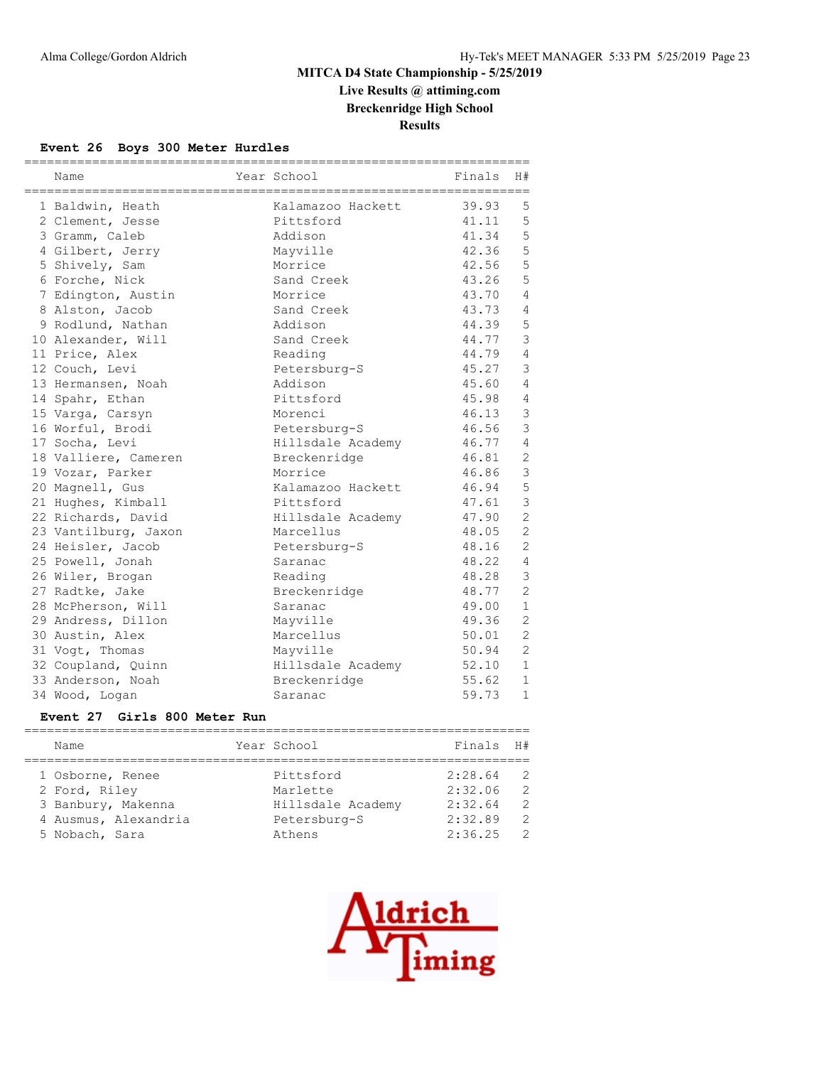# MITCA D4 State Championship - 5/25/2019

## Live Results @ attiming.com

## Breckenridge High School

## Results

### Event 26 Boys 300 Meter Hurdles

| | Name | Year | School | Finals | H# |
|---|---|---|---|---|---|
| 1 | Baldwin, Heath | | Kalamazoo Hackett | 39.93 | 5 |
| 2 | Clement, Jesse | | Pittsford | 41.11 | 5 |
| 3 | Gramm, Caleb | | Addison | 41.34 | 5 |
| 4 | Gilbert, Jerry | | Mayville | 42.36 | 5 |
| 5 | Shively, Sam | | Morrice | 42.56 | 5 |
| 6 | Forche, Nick | | Sand Creek | 43.26 | 5 |
| 7 | Edington, Austin | | Morrice | 43.70 | 4 |
| 8 | Alston, Jacob | | Sand Creek | 43.73 | 4 |
| 9 | Rodlund, Nathan | | Addison | 44.39 | 5 |
| 10 | Alexander, Will | | Sand Creek | 44.77 | 3 |
| 11 | Price, Alex | | Reading | 44.79 | 4 |
| 12 | Couch, Levi | | Petersburg-S | 45.27 | 3 |
| 13 | Hermansen, Noah | | Addison | 45.60 | 4 |
| 14 | Spahr, Ethan | | Pittsford | 45.98 | 4 |
| 15 | Varga, Carsyn | | Morenci | 46.13 | 3 |
| 16 | Worful, Brodi | | Petersburg-S | 46.56 | 3 |
| 17 | Socha, Levi | | Hillsdale Academy | 46.77 | 4 |
| 18 | Valliere, Cameren | | Breckenridge | 46.81 | 2 |
| 19 | Vozar, Parker | | Morrice | 46.86 | 3 |
| 20 | Magnell, Gus | | Kalamazoo Hackett | 46.94 | 5 |
| 21 | Hughes, Kimball | | Pittsford | 47.61 | 3 |
| 22 | Richards, David | | Hillsdale Academy | 47.90 | 2 |
| 23 | Vantilburg, Jaxon | | Marcellus | 48.05 | 2 |
| 24 | Heisler, Jacob | | Petersburg-S | 48.16 | 2 |
| 25 | Powell, Jonah | | Saranac | 48.22 | 4 |
| 26 | Wiler, Brogan | | Reading | 48.28 | 3 |
| 27 | Radtke, Jake | | Breckenridge | 48.77 | 2 |
| 28 | McPherson, Will | | Saranac | 49.00 | 1 |
| 29 | Andress, Dillon | | Mayville | 49.36 | 2 |
| 30 | Austin, Alex | | Marcellus | 50.01 | 2 |
| 31 | Vogt, Thomas | | Mayville | 50.94 | 2 |
| 32 | Coupland, Quinn | | Hillsdale Academy | 52.10 | 1 |
| 33 | Anderson, Noah | | Breckenridge | 55.62 | 1 |
| 34 | Wood, Logan | | Saranac | 59.73 | 1 |

### Event 27 Girls 800 Meter Run

| | Name | Year | School | Finals | H# |
|---|---|---|---|---|---|
| 1 | Osborne, Renee | | Pittsford | 2:28.64 | 2 |
| 2 | Ford, Riley | | Marlette | 2:32.06 | 2 |
| 3 | Banbury, Makenna | | Hillsdale Academy | 2:32.64 | 2 |
| 4 | Ausmus, Alexandria | | Petersburg-S | 2:32.89 | 2 |
| 5 | Nobach, Sara | | Athens | 2:36.25 | 2 |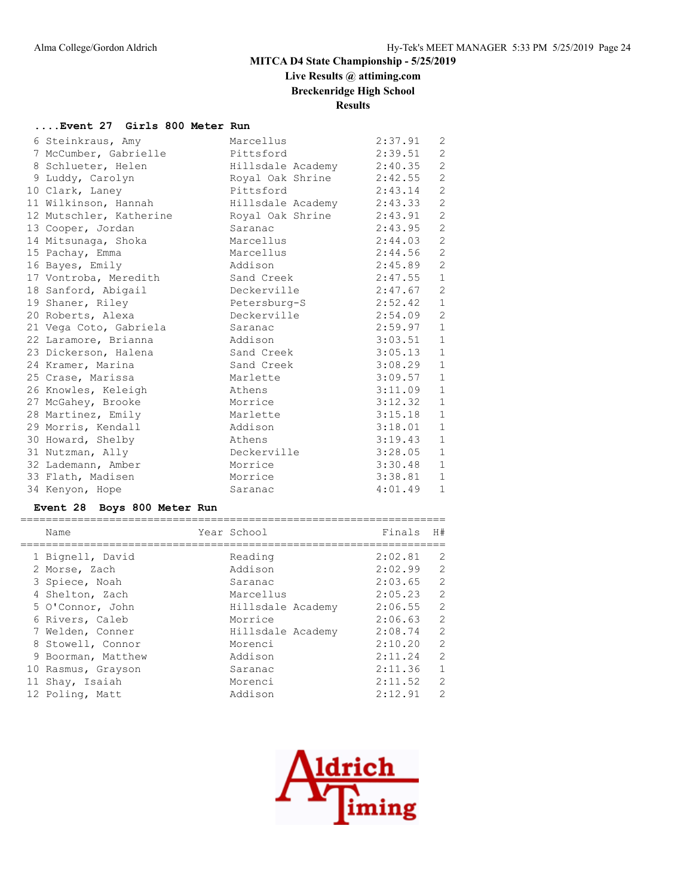# MITCA D4 State Championship - 5/25/2019

## Live Results @ attiming.com

## Breckenridge High School

## Results

### ....Event 27 Girls 800 Meter Run

| | Name | Year | School | Finals | H# |
|---|---|---|---|---|---|
| 6 | Steinkraus, Amy | | Marcellus | 2:37.91 | 2 |
| 7 | McCumber, Gabrielle | | Pittsford | 2:39.51 | 2 |
| 8 | Schlueter, Helen | | Hillsdale Academy | 2:40.35 | 2 |
| 9 | Luddy, Carolyn | | Royal Oak Shrine | 2:42.55 | 2 |
| 10 | Clark, Laney | | Pittsford | 2:43.14 | 2 |
| 11 | Wilkinson, Hannah | | Hillsdale Academy | 2:43.33 | 2 |
| 12 | Mutschler, Katherine | | Royal Oak Shrine | 2:43.91 | 2 |
| 13 | Cooper, Jordan | | Saranac | 2:43.95 | 2 |
| 14 | Mitsunaga, Shoka | | Marcellus | 2:44.03 | 2 |
| 15 | Pachay, Emma | | Marcellus | 2:44.56 | 2 |
| 16 | Bayes, Emily | | Addison | 2:45.89 | 2 |
| 17 | Vontroba, Meredith | | Sand Creek | 2:47.55 | 1 |
| 18 | Sanford, Abigail | | Deckerville | 2:47.67 | 2 |
| 19 | Shaner, Riley | | Petersburg-S | 2:52.42 | 1 |
| 20 | Roberts, Alexa | | Deckerville | 2:54.09 | 2 |
| 21 | Vega Coto, Gabriela | | Saranac | 2:59.97 | 1 |
| 22 | Laramore, Brianna | | Addison | 3:03.51 | 1 |
| 23 | Dickerson, Halena | | Sand Creek | 3:05.13 | 1 |
| 24 | Kramer, Marina | | Sand Creek | 3:08.29 | 1 |
| 25 | Crase, Marissa | | Marlette | 3:09.57 | 1 |
| 26 | Knowles, Keleigh | | Athens | 3:11.09 | 1 |
| 27 | McGahey, Brooke | | Morrice | 3:12.32 | 1 |
| 28 | Martinez, Emily | | Marlette | 3:15.18 | 1 |
| 29 | Morris, Kendall | | Addison | 3:18.01 | 1 |
| 30 | Howard, Shelby | | Athens | 3:19.43 | 1 |
| 31 | Nutzman, Ally | | Deckerville | 3:28.05 | 1 |
| 32 | Lademann, Amber | | Morrice | 3:30.48 | 1 |
| 33 | Flath, Madisen | | Morrice | 3:38.81 | 1 |
| 34 | Kenyon, Hope | | Saranac | 4:01.49 | 1 |

### Event 28 Boys 800 Meter Run

| | Name | Year | School | Finals | H# |
|---|---|---|---|---|---|
| 1 | Bignell, David | | Reading | 2:02.81 | 2 |
| 2 | Morse, Zach | | Addison | 2:02.99 | 2 |
| 3 | Spiece, Noah | | Saranac | 2:03.65 | 2 |
| 4 | Shelton, Zach | | Marcellus | 2:05.23 | 2 |
| 5 | O'Connor, John | | Hillsdale Academy | 2:06.55 | 2 |
| 6 | Rivers, Caleb | | Morrice | 2:06.63 | 2 |
| 7 | Welden, Conner | | Hillsdale Academy | 2:08.74 | 2 |
| 8 | Stowell, Connor | | Morenci | 2:10.20 | 2 |
| 9 | Boorman, Matthew | | Addison | 2:11.24 | 2 |
| 10 | Rasmus, Grayson | | Saranac | 2:11.36 | 1 |
| 11 | Shay, Isaiah | | Morenci | 2:11.52 | 2 |
| 12 | Poling, Matt | | Addison | 2:12.91 | 2 |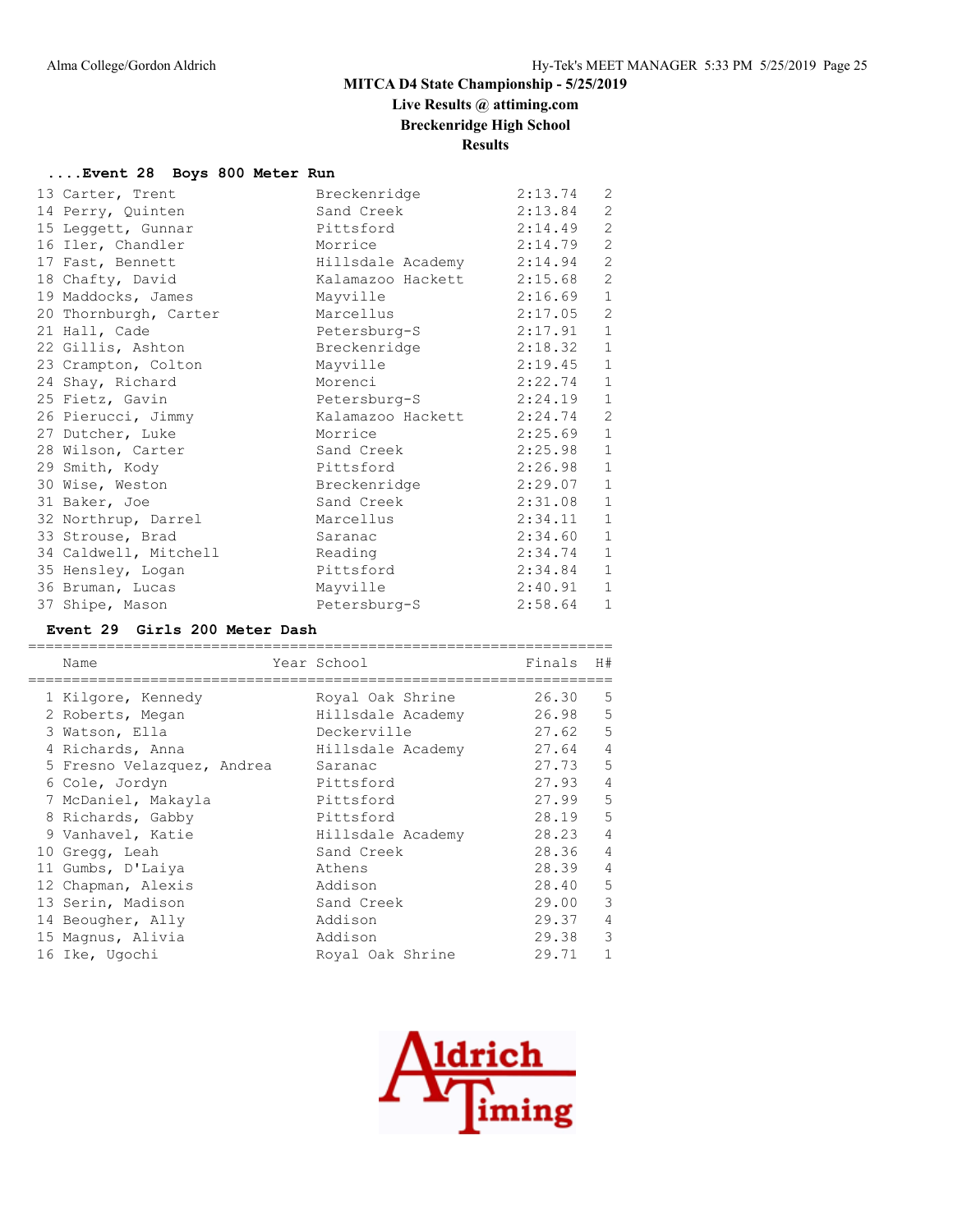## MITCA D4 State Championship - 5/25/2019

### Live Results @ attiming.com

### Breckenridge High School

### Results

#### ....Event 28 Boys 800 Meter Run

| Place | Name | School | Finals | H# |
|---|---|---|---|---|
| 13 | Carter, Trent | Breckenridge | 2:13.74 | 2 |
| 14 | Perry, Quinten | Sand Creek | 2:13.84 | 2 |
| 15 | Leggett, Gunnar | Pittsford | 2:14.49 | 2 |
| 16 | Iler, Chandler | Morrice | 2:14.79 | 2 |
| 17 | Fast, Bennett | Hillsdale Academy | 2:14.94 | 2 |
| 18 | Chafty, David | Kalamazoo Hackett | 2:15.68 | 2 |
| 19 | Maddocks, James | Mayville | 2:16.69 | 1 |
| 20 | Thornburgh, Carter | Marcellus | 2:17.05 | 2 |
| 21 | Hall, Cade | Petersburg-S | 2:17.91 | 1 |
| 22 | Gillis, Ashton | Breckenridge | 2:18.32 | 1 |
| 23 | Crampton, Colton | Mayville | 2:19.45 | 1 |
| 24 | Shay, Richard | Morenci | 2:22.74 | 1 |
| 25 | Fietz, Gavin | Petersburg-S | 2:24.19 | 1 |
| 26 | Pierucci, Jimmy | Kalamazoo Hackett | 2:24.74 | 2 |
| 27 | Dutcher, Luke | Morrice | 2:25.69 | 1 |
| 28 | Wilson, Carter | Sand Creek | 2:25.98 | 1 |
| 29 | Smith, Kody | Pittsford | 2:26.98 | 1 |
| 30 | Wise, Weston | Breckenridge | 2:29.07 | 1 |
| 31 | Baker, Joe | Sand Creek | 2:31.08 | 1 |
| 32 | Northrup, Darrel | Marcellus | 2:34.11 | 1 |
| 33 | Strouse, Brad | Saranac | 2:34.60 | 1 |
| 34 | Caldwell, Mitchell | Reading | 2:34.74 | 1 |
| 35 | Hensley, Logan | Pittsford | 2:34.84 | 1 |
| 36 | Bruman, Lucas | Mayville | 2:40.91 | 1 |
| 37 | Shipe, Mason | Petersburg-S | 2:58.64 | 1 |

#### Event 29 Girls 200 Meter Dash

| Place | Name | Year | School | Finals | H# |
|---|---|---|---|---|---|
| 1 | Kilgore, Kennedy | | Royal Oak Shrine | 26.30 | 5 |
| 2 | Roberts, Megan | | Hillsdale Academy | 26.98 | 5 |
| 3 | Watson, Ella | | Deckerville | 27.62 | 5 |
| 4 | Richards, Anna | | Hillsdale Academy | 27.64 | 4 |
| 5 | Fresno Velazquez, Andrea | | Saranac | 27.73 | 5 |
| 6 | Cole, Jordyn | | Pittsford | 27.93 | 4 |
| 7 | McDaniel, Makayla | | Pittsford | 27.99 | 5 |
| 8 | Richards, Gabby | | Pittsford | 28.19 | 5 |
| 9 | Vanhavel, Katie | | Hillsdale Academy | 28.23 | 4 |
| 10 | Gregg, Leah | | Sand Creek | 28.36 | 4 |
| 11 | Gumbs, D'Laiya | | Athens | 28.39 | 4 |
| 12 | Chapman, Alexis | | Addison | 28.40 | 5 |
| 13 | Serin, Madison | | Sand Creek | 29.00 | 3 |
| 14 | Beougher, Ally | | Addison | 29.37 | 4 |
| 15 | Magnus, Alivia | | Addison | 29.38 | 3 |
| 16 | Ike, Ugochi | | Royal Oak Shrine | 29.71 | 1 |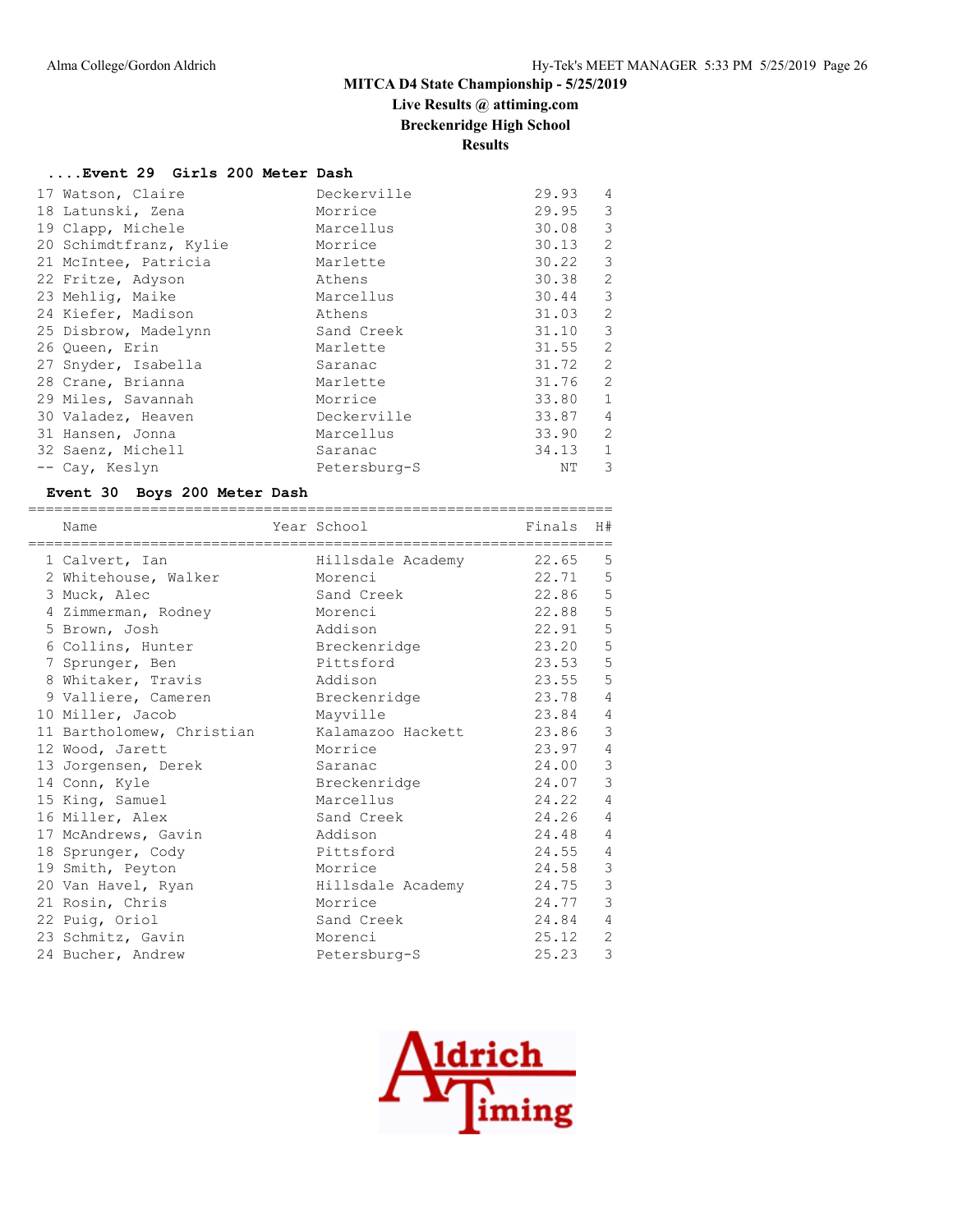# MITCA D4 State Championship - 5/25/2019

**Live Results @ attiming.com**

**Breckenridge High School**

**Results**

### ....Event 29 Girls 200 Meter Dash

| Place | Name | School | Finals | H# |
|---|---|---|---|---|
| 17 | Watson, Claire | Deckerville | 29.93 | 4 |
| 18 | Latunski, Zena | Morrice | 29.95 | 3 |
| 19 | Clapp, Michele | Marcellus | 30.08 | 3 |
| 20 | Schimdtfranz, Kylie | Morrice | 30.13 | 2 |
| 21 | McIntee, Patricia | Marlette | 30.22 | 3 |
| 22 | Fritze, Adyson | Athens | 30.38 | 2 |
| 23 | Mehlig, Maike | Marcellus | 30.44 | 3 |
| 24 | Kiefer, Madison | Athens | 31.03 | 2 |
| 25 | Disbrow, Madelynn | Sand Creek | 31.10 | 3 |
| 26 | Queen, Erin | Marlette | 31.55 | 2 |
| 27 | Snyder, Isabella | Saranac | 31.72 | 2 |
| 28 | Crane, Brianna | Marlette | 31.76 | 2 |
| 29 | Miles, Savannah | Morrice | 33.80 | 1 |
| 30 | Valadez, Heaven | Deckerville | 33.87 | 4 |
| 31 | Hansen, Jonna | Marcellus | 33.90 | 2 |
| 32 | Saenz, Michell | Saranac | 34.13 | 1 |
| -- | Cay, Keslyn | Petersburg-S | NT | 3 |

### Event 30 Boys 200 Meter Dash

| Place | Name | Year | School | Finals | H# |
|---|---|---|---|---|---|
| 1 | Calvert, Ian | | Hillsdale Academy | 22.65 | 5 |
| 2 | Whitehouse, Walker | | Morenci | 22.71 | 5 |
| 3 | Muck, Alec | | Sand Creek | 22.86 | 5 |
| 4 | Zimmerman, Rodney | | Morenci | 22.88 | 5 |
| 5 | Brown, Josh | | Addison | 22.91 | 5 |
| 6 | Collins, Hunter | | Breckenridge | 23.20 | 5 |
| 7 | Sprunger, Ben | | Pittsford | 23.53 | 5 |
| 8 | Whitaker, Travis | | Addison | 23.55 | 5 |
| 9 | Valliere, Cameren | | Breckenridge | 23.78 | 4 |
| 10 | Miller, Jacob | | Mayville | 23.84 | 4 |
| 11 | Bartholomew, Christian | | Kalamazoo Hackett | 23.86 | 3 |
| 12 | Wood, Jarett | | Morrice | 23.97 | 4 |
| 13 | Jorgensen, Derek | | Saranac | 24.00 | 3 |
| 14 | Conn, Kyle | | Breckenridge | 24.07 | 3 |
| 15 | King, Samuel | | Marcellus | 24.22 | 4 |
| 16 | Miller, Alex | | Sand Creek | 24.26 | 4 |
| 17 | McAndrews, Gavin | | Addison | 24.48 | 4 |
| 18 | Sprunger, Cody | | Pittsford | 24.55 | 4 |
| 19 | Smith, Peyton | | Morrice | 24.58 | 3 |
| 20 | Van Havel, Ryan | | Hillsdale Academy | 24.75 | 3 |
| 21 | Rosin, Chris | | Morrice | 24.77 | 3 |
| 22 | Puig, Oriol | | Sand Creek | 24.84 | 4 |
| 23 | Schmitz, Gavin | | Morenci | 25.12 | 2 |
| 24 | Bucher, Andrew | | Petersburg-S | 25.23 | 3 |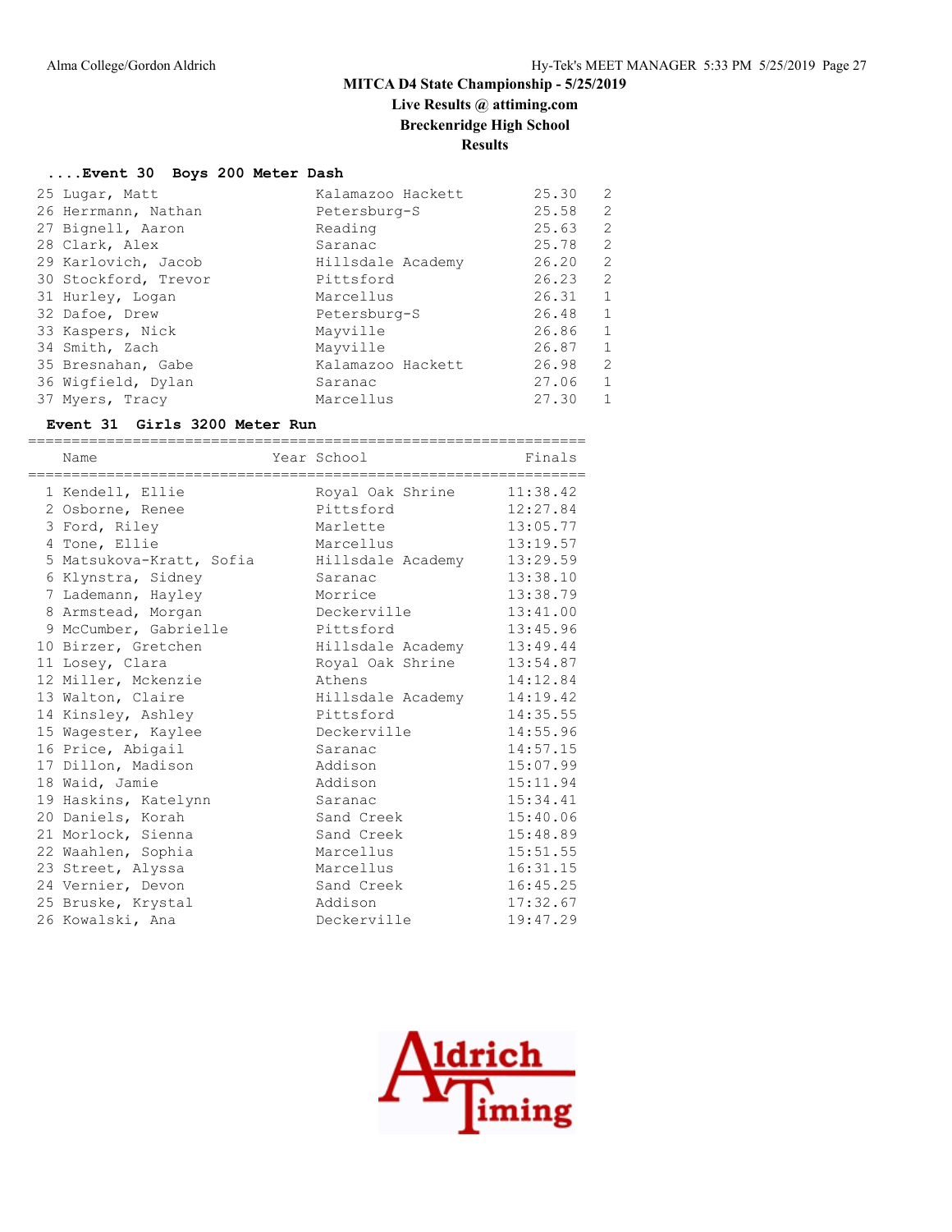## MITCA D4 State Championship - 5/25/2019

### Live Results @ attiming.com

### Breckenridge High School

### Results

#### ....Event 30 Boys 200 Meter Dash

| Place | Name | School | Time | Heat |
|---|---|---|---|---|
| 25 | Lugar, Matt | Kalamazoo Hackett | 25.30 | 2 |
| 26 | Herrmann, Nathan | Petersburg-S | 25.58 | 2 |
| 27 | Bignell, Aaron | Reading | 25.63 | 2 |
| 28 | Clark, Alex | Saranac | 25.78 | 2 |
| 29 | Karlovich, Jacob | Hillsdale Academy | 26.20 | 2 |
| 30 | Stockford, Trevor | Pittsford | 26.23 | 2 |
| 31 | Hurley, Logan | Marcellus | 26.31 | 1 |
| 32 | Dafoe, Drew | Petersburg-S | 26.48 | 1 |
| 33 | Kaspers, Nick | Mayville | 26.86 | 1 |
| 34 | Smith, Zach | Mayville | 26.87 | 1 |
| 35 | Bresnahan, Gabe | Kalamazoo Hackett | 26.98 | 2 |
| 36 | Wigfield, Dylan | Saranac | 27.06 | 1 |
| 37 | Myers, Tracy | Marcellus | 27.30 | 1 |

#### Event 31 Girls 3200 Meter Run

| Place | Name | Year | School | Finals |
|---|---|---|---|---|
| 1 | Kendell, Ellie | | Royal Oak Shrine | 11:38.42 |
| 2 | Osborne, Renee | | Pittsford | 12:27.84 |
| 3 | Ford, Riley | | Marlette | 13:05.77 |
| 4 | Tone, Ellie | | Marcellus | 13:19.57 |
| 5 | Matsukova-Kratt, Sofia | | Hillsdale Academy | 13:29.59 |
| 6 | Klynstra, Sidney | | Saranac | 13:38.10 |
| 7 | Lademann, Hayley | | Morrice | 13:38.79 |
| 8 | Armstead, Morgan | | Deckerville | 13:41.00 |
| 9 | McCumber, Gabrielle | | Pittsford | 13:45.96 |
| 10 | Birzer, Gretchen | | Hillsdale Academy | 13:49.44 |
| 11 | Losey, Clara | | Royal Oak Shrine | 13:54.87 |
| 12 | Miller, Mckenzie | | Athens | 14:12.84 |
| 13 | Walton, Claire | | Hillsdale Academy | 14:19.42 |
| 14 | Kinsley, Ashley | | Pittsford | 14:35.55 |
| 15 | Wagester, Kaylee | | Deckerville | 14:55.96 |
| 16 | Price, Abigail | | Saranac | 14:57.15 |
| 17 | Dillon, Madison | | Addison | 15:07.99 |
| 18 | Waid, Jamie | | Addison | 15:11.94 |
| 19 | Haskins, Katelynn | | Saranac | 15:34.41 |
| 20 | Daniels, Korah | | Sand Creek | 15:40.06 |
| 21 | Morlock, Sienna | | Sand Creek | 15:48.89 |
| 22 | Waahlen, Sophia | | Marcellus | 15:51.55 |
| 23 | Street, Alyssa | | Marcellus | 16:31.15 |
| 24 | Vernier, Devon | | Sand Creek | 16:45.25 |
| 25 | Bruske, Krystal | | Addison | 17:32.67 |
| 26 | Kowalski, Ana | | Deckerville | 19:47.29 |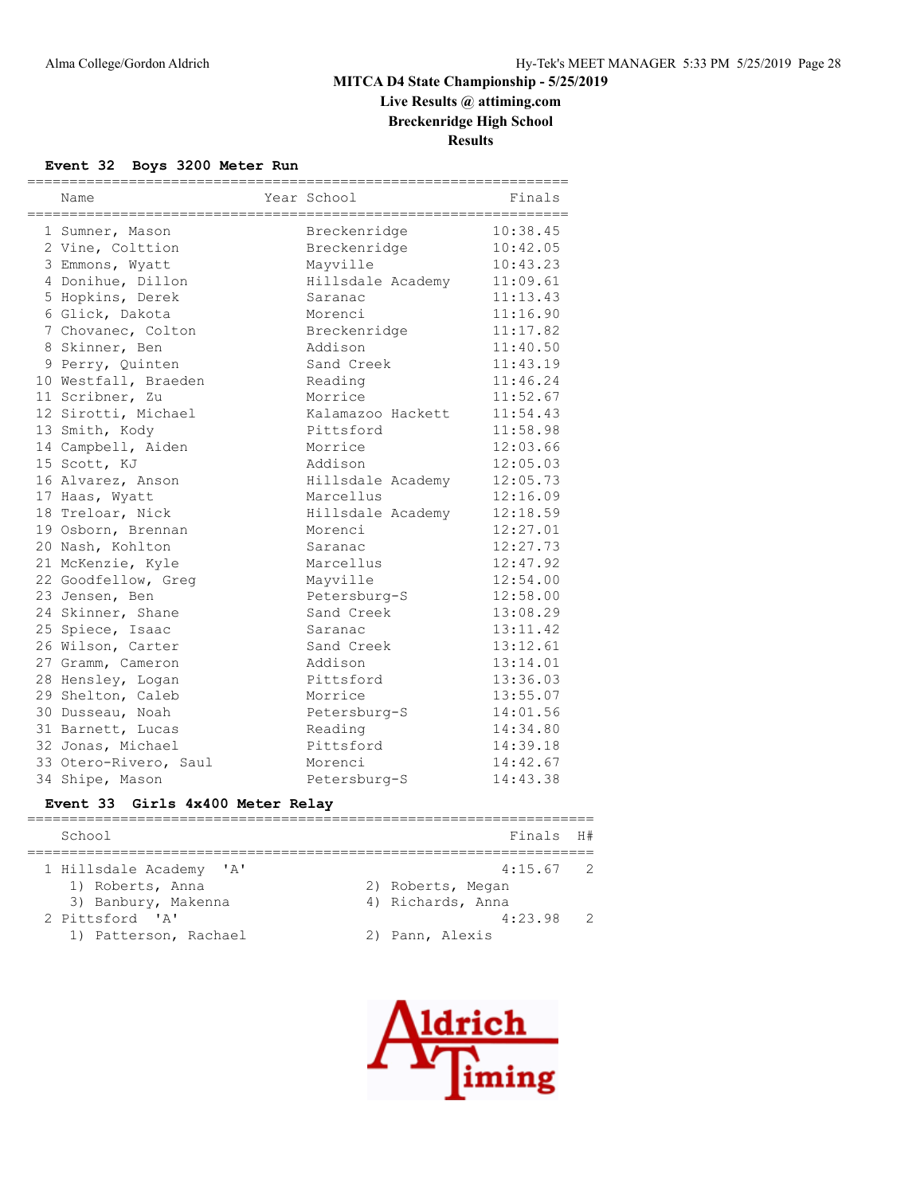## MITCA D4 State Championship - 5/25/2019
### Live Results @ attiming.com
### Breckenridge High School
### Results

**Event 32 Boys 3200 Meter Run**

| | Name | Year | School | Finals |
|---|---|---|---|---|
| 1 | Sumner, Mason | | Breckenridge | 10:38.45 |
| 2 | Vine, Colttion | | Breckenridge | 10:42.05 |
| 3 | Emmons, Wyatt | | Mayville | 10:43.23 |
| 4 | Donihue, Dillon | | Hillsdale Academy | 11:09.61 |
| 5 | Hopkins, Derek | | Saranac | 11:13.43 |
| 6 | Glick, Dakota | | Morenci | 11:16.90 |
| 7 | Chovanec, Colton | | Breckenridge | 11:17.82 |
| 8 | Skinner, Ben | | Addison | 11:40.50 |
| 9 | Perry, Quinten | | Sand Creek | 11:43.19 |
| 10 | Westfall, Braeden | | Reading | 11:46.24 |
| 11 | Scribner, Zu | | Morrice | 11:52.67 |
| 12 | Sirotti, Michael | | Kalamazoo Hackett | 11:54.43 |
| 13 | Smith, Kody | | Pittsford | 11:58.98 |
| 14 | Campbell, Aiden | | Morrice | 12:03.66 |
| 15 | Scott, KJ | | Addison | 12:05.03 |
| 16 | Alvarez, Anson | | Hillsdale Academy | 12:05.73 |
| 17 | Haas, Wyatt | | Marcellus | 12:16.09 |
| 18 | Treloar, Nick | | Hillsdale Academy | 12:18.59 |
| 19 | Osborn, Brennan | | Morenci | 12:27.01 |
| 20 | Nash, Kohlton | | Saranac | 12:27.73 |
| 21 | McKenzie, Kyle | | Marcellus | 12:47.92 |
| 22 | Goodfellow, Greg | | Mayville | 12:54.00 |
| 23 | Jensen, Ben | | Petersburg-S | 12:58.00 |
| 24 | Skinner, Shane | | Sand Creek | 13:08.29 |
| 25 | Spiece, Isaac | | Saranac | 13:11.42 |
| 26 | Wilson, Carter | | Sand Creek | 13:12.61 |
| 27 | Gramm, Cameron | | Addison | 13:14.01 |
| 28 | Hensley, Logan | | Pittsford | 13:36.03 |
| 29 | Shelton, Caleb | | Morrice | 13:55.07 |
| 30 | Dusseau, Noah | | Petersburg-S | 14:01.56 |
| 31 | Barnett, Lucas | | Reading | 14:34.80 |
| 32 | Jonas, Michael | | Pittsford | 14:39.18 |
| 33 | Otero-Rivero, Saul | | Morenci | 14:42.67 |
| 34 | Shipe, Mason | | Petersburg-S | 14:43.38 |

**Event 33 Girls 4x400 Meter Relay**

| | School | | Finals | H# |
|---|---|---|---|---|
| 1 | Hillsdale Academy 'A' | | 4:15.67 | 2 |
| | 1) Roberts, Anna | 2) Roberts, Megan | | |
| | 3) Banbury, Makenna | 4) Richards, Anna | | |
| 2 | Pittsford 'A' | | 4:23.98 | 2 |
| | 1) Patterson, Rachael | 2) Pann, Alexis | | |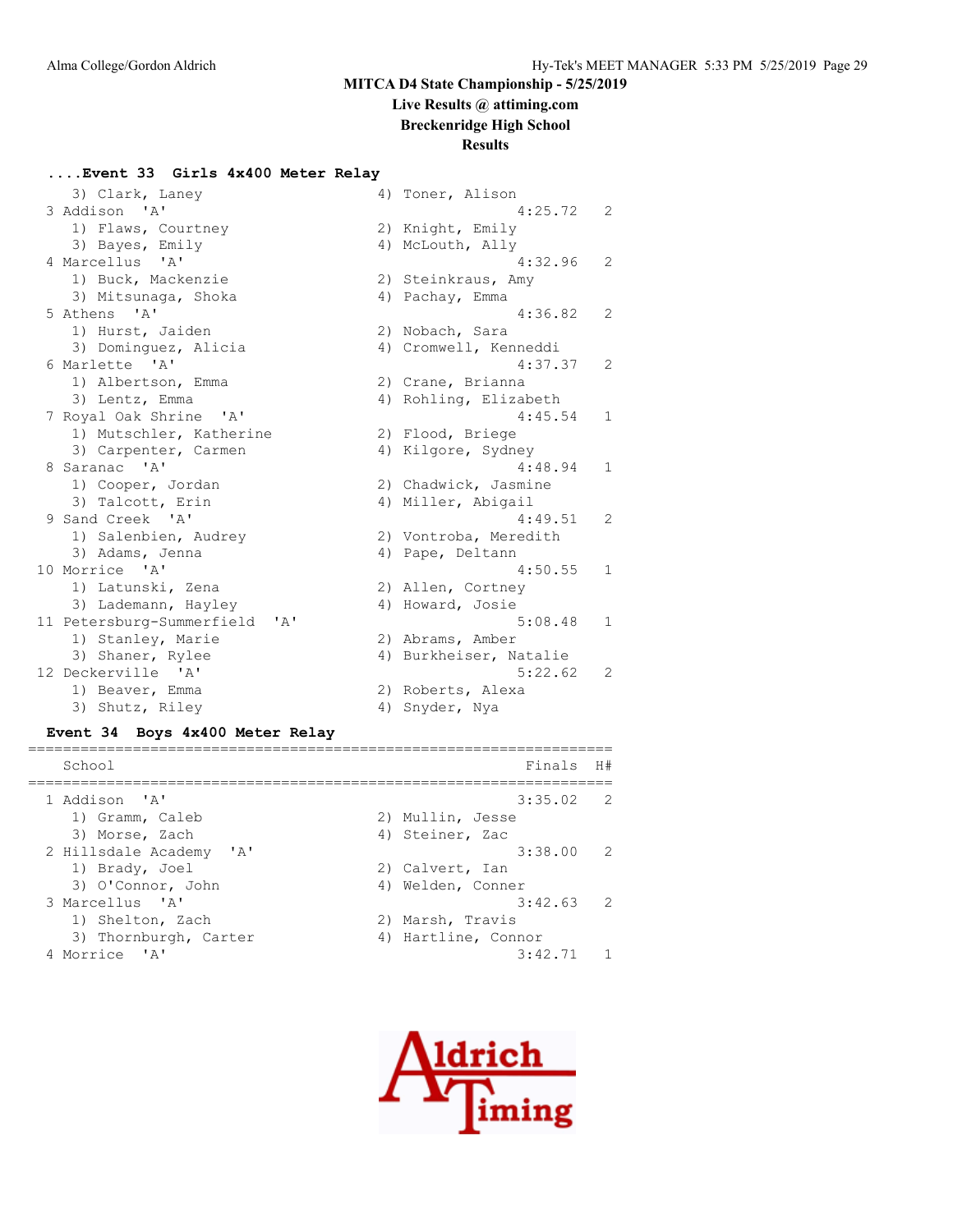## MITCA D4 State Championship - 5/25/2019

**Live Results @ attiming.com**

**Breckenridge High School**

**Results**

### ....Event 33 Girls 4x400 Meter Relay

```
   3) Clark, Laney                     4) Toner, Alison
 3 Addison  'A'                                 4:25.72   2
   1) Flaws, Courtney                  2) Knight, Emily
   3) Bayes, Emily                     4) McLouth, Ally
 4 Marcellus  'A'                               4:32.96   2
   1) Buck, Mackenzie                  2) Steinkraus, Amy
   3) Mitsunaga, Shoka                 4) Pachay, Emma
 5 Athens  'A'                                  4:36.82   2
   1) Hurst, Jaiden                    2) Nobach, Sara
   3) Dominguez, Alicia                4) Cromwell, Kenneddi
 6 Marlette  'A'                                4:37.37   2
   1) Albertson, Emma                  2) Crane, Brianna
   3) Lentz, Emma                      4) Rohling, Elizabeth
 7 Royal Oak Shrine  'A'                        4:45.54   1
   1) Mutschler, Katherine             2) Flood, Briege
   3) Carpenter, Carmen                4) Kilgore, Sydney
 8 Saranac  'A'                                 4:48.94   1
   1) Cooper, Jordan                   2) Chadwick, Jasmine
   3) Talcott, Erin                    4) Miller, Abigail
 9 Sand Creek  'A'                              4:49.51   2
   1) Salenbien, Audrey                2) Vontroba, Meredith
   3) Adams, Jenna                     4) Pape, Deltann
10 Morrice  'A'                                 4:50.55   1
   1) Latunski, Zena                   2) Allen, Cortney
   3) Lademann, Hayley                 4) Howard, Josie
11 Petersburg-Summerfield  'A'                  5:08.48   1
   1) Stanley, Marie                   2) Abrams, Amber
   3) Shaner, Rylee                    4) Burkheiser, Natalie
12 Deckerville  'A'                             5:22.62   2
   1) Beaver, Emma                     2) Roberts, Alexa
   3) Shutz, Riley                     4) Snyder, Nya
```

### Event 34 Boys 4x400 Meter Relay

```
===================================================================
    School                                        Finals  H#
===================================================================
 1 Addison  'A'                                 3:35.02   2
   1) Gramm, Caleb                     2) Mullin, Jesse
   3) Morse, Zach                      4) Steiner, Zac
 2 Hillsdale Academy  'A'                       3:38.00   2
   1) Brady, Joel                      2) Calvert, Ian
   3) O'Connor, John                   4) Welden, Conner
 3 Marcellus  'A'                               3:42.63   2
   1) Shelton, Zach                    2) Marsh, Travis
   3) Thornburgh, Carter               4) Hartline, Connor
 4 Morrice  'A'                                 3:42.71   1
```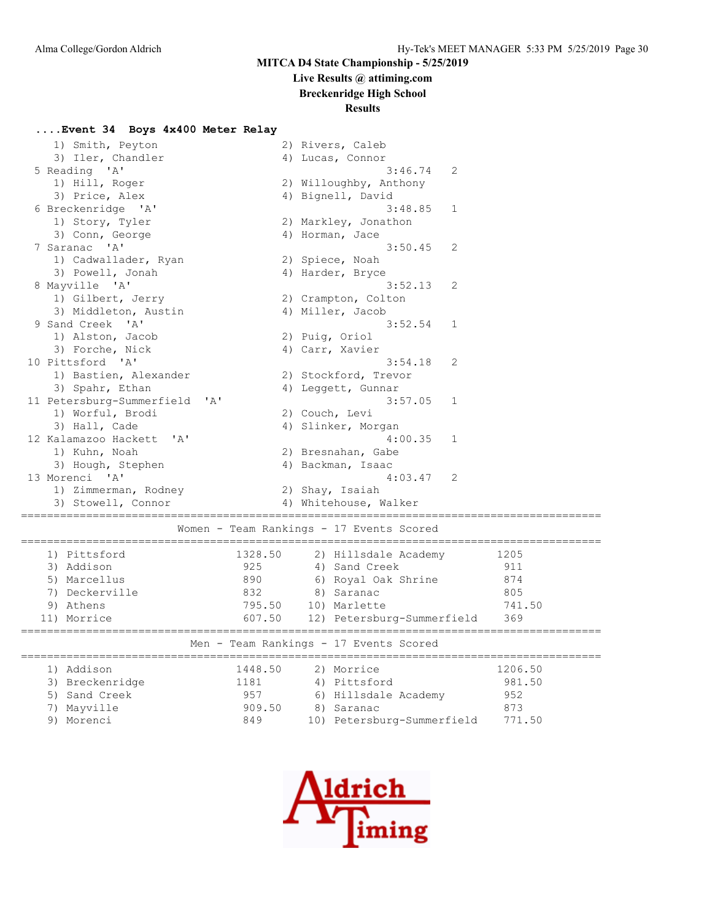**MITCA D4 State Championship - 5/25/2019**
**Live Results @ attiming.com**
**Breckenridge High School**
**Results**

**....Event 34 Boys 4x400 Meter Relay**

```
    1) Smith, Peyton                    2) Rivers, Caleb
    3) Iler, Chandler                   4) Lucas, Connor
 5 Reading  'A'                                3:46.74   2
    1) Hill, Roger                      2) Willoughby, Anthony
    3) Price, Alex                      4) Bignell, David
 6 Breckenridge  'A'                           3:48.85   1
    1) Story, Tyler                     2) Markley, Jonathon
    3) Conn, George                     4) Horman, Jace
 7 Saranac  'A'                                3:50.45   2
    1) Cadwallader, Ryan                2) Spiece, Noah
    3) Powell, Jonah                    4) Harder, Bryce
 8 Mayville  'A'                               3:52.13   2
    1) Gilbert, Jerry                   2) Crampton, Colton
    3) Middleton, Austin                4) Miller, Jacob
 9 Sand Creek  'A'                             3:52.54   1
    1) Alston, Jacob                    2) Puig, Oriol
    3) Forche, Nick                     4) Carr, Xavier
10 Pittsford  'A'                              3:54.18   2
    1) Bastien, Alexander               2) Stockford, Trevor
    3) Spahr, Ethan                     4) Leggett, Gunnar
11 Petersburg-Summerfield  'A'                 3:57.05   1
    1) Worful, Brodi                    2) Couch, Levi
    3) Hall, Cade                       4) Slinker, Morgan
12 Kalamazoo Hackett  'A'                      4:00.35   1
    1) Kuhn, Noah                       2) Bresnahan, Gabe
    3) Hough, Stephen                   4) Backman, Isaac
13 Morenci  'A'                                4:03.47   2
    1) Zimmerman, Rodney                2) Shay, Isaiah
    3) Stowell, Connor                  4) Whitehouse, Walker
```

**Women - Team Rankings - 17 Events Scored**

| Place | Team | Points | Place | Team | Points |
|---|---|---|---|---|---|
| 1) | Pittsford | 1328.50 | 2) | Hillsdale Academy | 1205 |
| 3) | Addison | 925 | 4) | Sand Creek | 911 |
| 5) | Marcellus | 890 | 6) | Royal Oak Shrine | 874 |
| 7) | Deckerville | 832 | 8) | Saranac | 805 |
| 9) | Athens | 795.50 | 10) | Marlette | 741.50 |
| 11) | Morrice | 607.50 | 12) | Petersburg-Summerfield | 369 |

**Men - Team Rankings - 17 Events Scored**

| Place | Team | Points | Place | Team | Points |
|---|---|---|---|---|---|
| 1) | Addison | 1448.50 | 2) | Morrice | 1206.50 |
| 3) | Breckenridge | 1181 | 4) | Pittsford | 981.50 |
| 5) | Sand Creek | 957 | 6) | Hillsdale Academy | 952 |
| 7) | Mayville | 909.50 | 8) | Saranac | 873 |
| 9) | Morenci | 849 | 10) | Petersburg-Summerfield | 771.50 |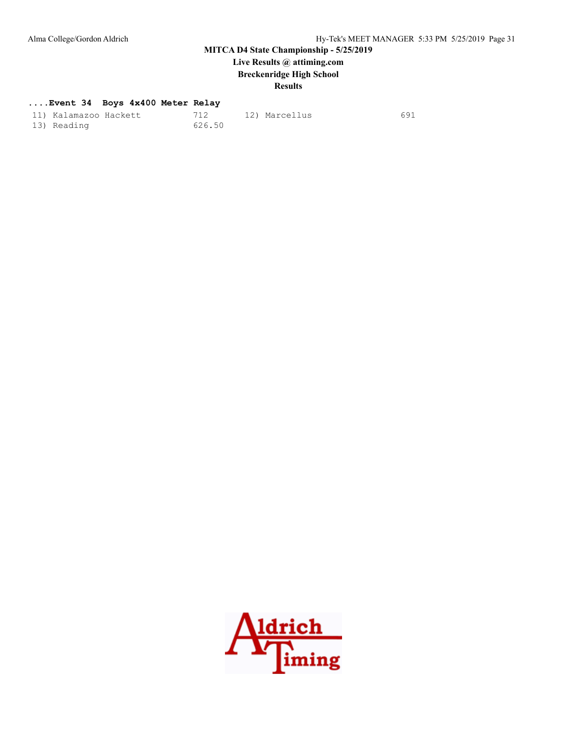**....Event 34 Boys 4x400 Meter Relay**

| | | | |
|---|---|---|---|
| 11) Kalamazoo Hackett | 712 | 12) Marcellus | 691 |
| 13) Reading | 626.50 | | |